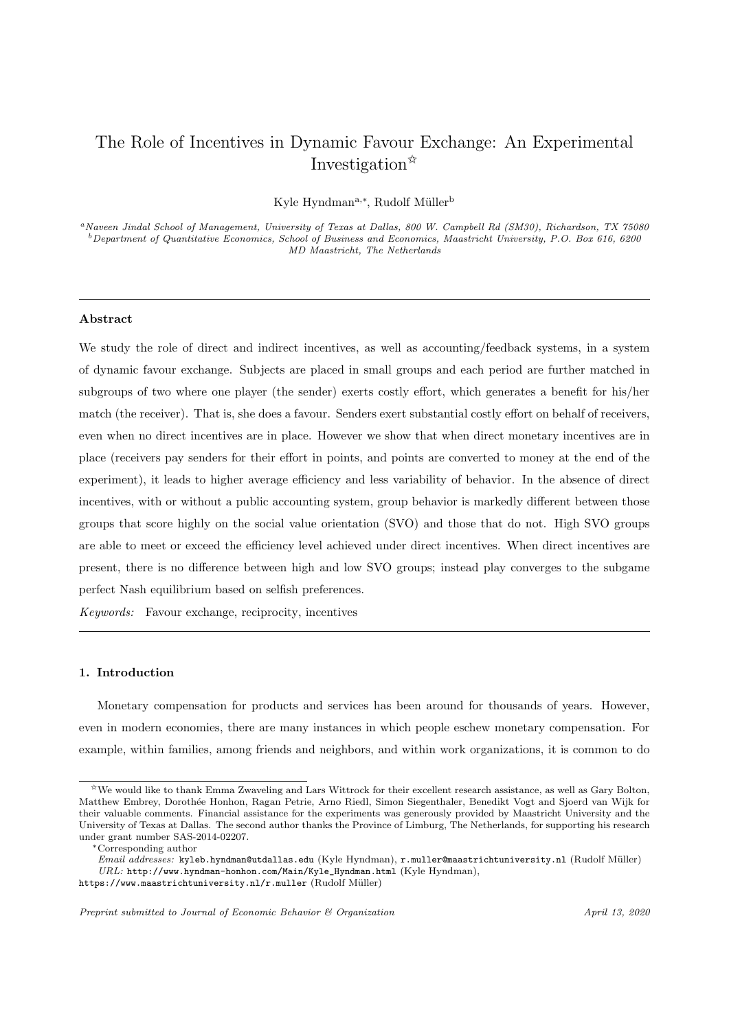# The Role of Incentives in Dynamic Favour Exchange: An Experimental Investigation[☆]

Kyle Hyndman[a,*], Rudolf Müller[b]

[a]Naveen Jindal School of Management, University of Texas at Dallas, 800 W. Campbell Rd (SM30), Richardson, TX 75080
[b]Department of Quantitative Economics, School of Business and Economics, Maastricht University, P.O. Box 616, 6200 MD Maastricht, The Netherlands

---

### Abstract

We study the role of direct and indirect incentives, as well as accounting/feedback systems, in a system of dynamic favour exchange. Subjects are placed in small groups and each period are further matched in subgroups of two where one player (the sender) exerts costly effort, which generates a benefit for his/her match (the receiver). That is, she does a favour. Senders exert substantial costly effort on behalf of receivers, even when no direct incentives are in place. However we show that when direct monetary incentives are in place (receivers pay senders for their effort in points, and points are converted to money at the end of the experiment), it leads to higher average efficiency and less variability of behavior. In the absence of direct incentives, with or without a public accounting system, group behavior is markedly different between those groups that score highly on the social value orientation (SVO) and those that do not. High SVO groups are able to meet or exceed the efficiency level achieved under direct incentives. When direct incentives are present, there is no difference between high and low SVO groups; instead play converges to the subgame perfect Nash equilibrium based on selfish preferences.

*Keywords:* Favour exchange, reciprocity, incentives

---

## 1. Introduction

Monetary compensation for products and services has been around for thousands of years. However, even in modern economies, there are many instances in which people eschew monetary compensation. For example, within families, among friends and neighbors, and within work organizations, it is common to do

---

[☆]We would like to thank Emma Zwaveling and Lars Wittrock for their excellent research assistance, as well as Gary Bolton, Matthew Embrey, Dorothée Honhon, Ragan Petrie, Arno Riedl, Simon Siegenthaler, Benedikt Vogt and Sjoerd van Wijk for their valuable comments. Financial assistance for the experiments was generously provided by Maastricht University and the University of Texas at Dallas. The second author thanks the Province of Limburg, The Netherlands, for supporting his research under grant number SAS-2014-02207.

[*]Corresponding author

*Email addresses:* kyleb.hyndman@utdallas.edu (Kyle Hyndman), r.muller@maastrichtuniversity.nl (Rudolf Müller)
*URL:* http://www.hyndman-honhon.com/Main/Kyle_Hyndman.html (Kyle Hyndman), https://www.maastrichtuniversity.nl/r.muller (Rudolf Müller)

*Preprint submitted to Journal of Economic Behavior & Organization* *April 13, 2020*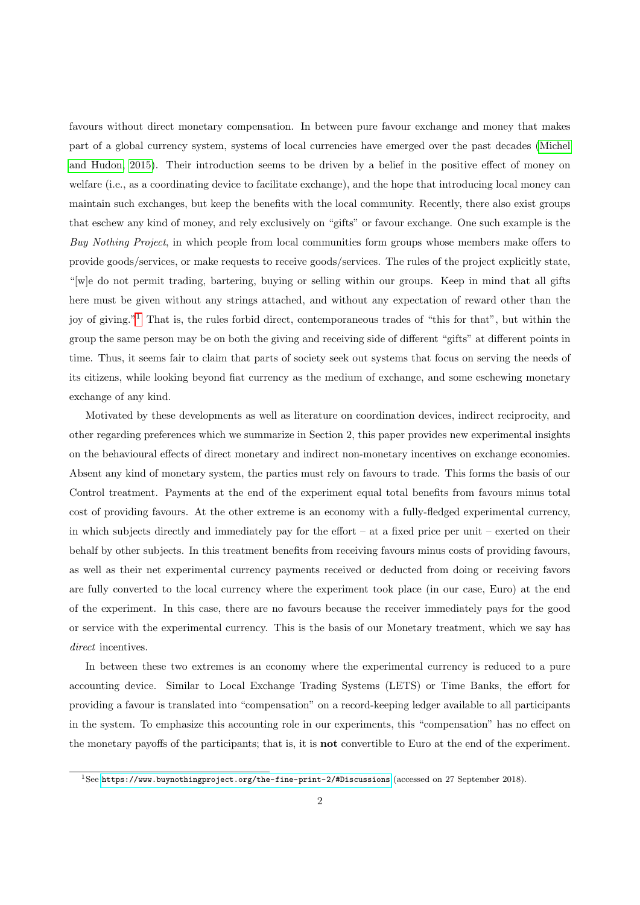favours without direct monetary compensation. In between pure favour exchange and money that makes part of a global currency system, systems of local currencies have emerged over the past decades (Michel and Hudon, 2015). Their introduction seems to be driven by a belief in the positive effect of money on welfare (i.e., as a coordinating device to facilitate exchange), and the hope that introducing local money can maintain such exchanges, but keep the benefits with the local community. Recently, there also exist groups that eschew any kind of money, and rely exclusively on "gifts" or favour exchange. One such example is the *Buy Nothing Project*, in which people from local communities form groups whose members make offers to provide goods/services, or make requests to receive goods/services. The rules of the project explicitly state, "[w]e do not permit trading, bartering, buying or selling within our groups. Keep in mind that all gifts here must be given without any strings attached, and without any expectation of reward other than the joy of giving."[1] That is, the rules forbid direct, contemporaneous trades of "this for that", but within the group the same person may be on both the giving and receiving side of different "gifts" at different points in time. Thus, it seems fair to claim that parts of society seek out systems that focus on serving the needs of its citizens, while looking beyond fiat currency as the medium of exchange, and some eschewing monetary exchange of any kind.

Motivated by these developments as well as literature on coordination devices, indirect reciprocity, and other regarding preferences which we summarize in Section 2, this paper provides new experimental insights on the behavioural effects of direct monetary and indirect non-monetary incentives on exchange economies. Absent any kind of monetary system, the parties must rely on favours to trade. This forms the basis of our Control treatment. Payments at the end of the experiment equal total benefits from favours minus total cost of providing favours. At the other extreme is an economy with a fully-fledged experimental currency, in which subjects directly and immediately pay for the effort – at a fixed price per unit – exerted on their behalf by other subjects. In this treatment benefits from receiving favours minus costs of providing favours, as well as their net experimental currency payments received or deducted from doing or receiving favors are fully converted to the local currency where the experiment took place (in our case, Euro) at the end of the experiment. In this case, there are no favours because the receiver immediately pays for the good or service with the experimental currency. This is the basis of our Monetary treatment, which we say has *direct* incentives.

In between these two extremes is an economy where the experimental currency is reduced to a pure accounting device. Similar to Local Exchange Trading Systems (LETS) or Time Banks, the effort for providing a favour is translated into "compensation" on a record-keeping ledger available to all participants in the system. To emphasize this accounting role in our experiments, this "compensation" has no effect on the monetary payoffs of the participants; that is, it is **not** convertible to Euro at the end of the experiment.

[1] See https://www.buynothingproject.org/the-fine-print-2/#Discussions (accessed on 27 September 2018).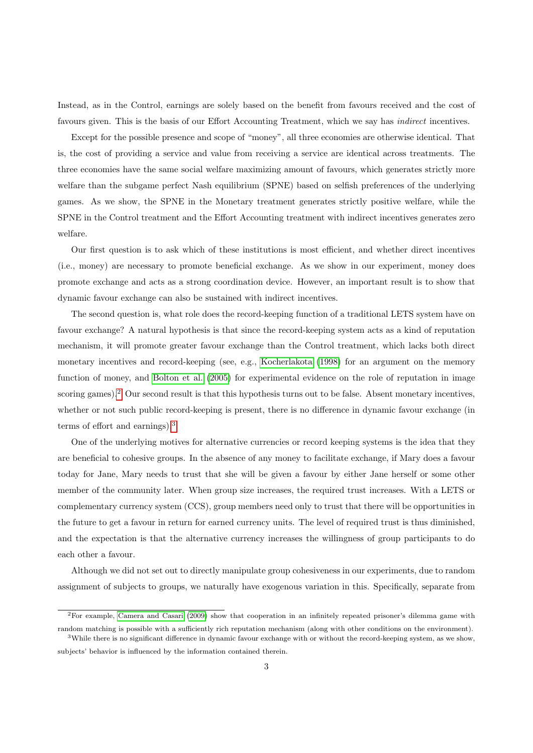Instead, as in the Control, earnings are solely based on the benefit from favours received and the cost of favours given. This is the basis of our Effort Accounting Treatment, which we say has *indirect* incentives.

Except for the possible presence and scope of "money", all three economies are otherwise identical. That is, the cost of providing a service and value from receiving a service are identical across treatments. The three economies have the same social welfare maximizing amount of favours, which generates strictly more welfare than the subgame perfect Nash equilibrium (SPNE) based on selfish preferences of the underlying games. As we show, the SPNE in the Monetary treatment generates strictly positive welfare, while the SPNE in the Control treatment and the Effort Accounting treatment with indirect incentives generates zero welfare.

Our first question is to ask which of these institutions is most efficient, and whether direct incentives (i.e., money) are necessary to promote beneficial exchange. As we show in our experiment, money does promote exchange and acts as a strong coordination device. However, an important result is to show that dynamic favour exchange can also be sustained with indirect incentives.

The second question is, what role does the record-keeping function of a traditional LETS system have on favour exchange? A natural hypothesis is that since the record-keeping system acts as a kind of reputation mechanism, it will promote greater favour exchange than the Control treatment, which lacks both direct monetary incentives and record-keeping (see, e.g., Kocherlakota (1998) for an argument on the memory function of money, and Bolton et al. (2005) for experimental evidence on the role of reputation in image scoring games).[2] Our second result is that this hypothesis turns out to be false. Absent monetary incentives, whether or not such public record-keeping is present, there is no difference in dynamic favour exchange (in terms of effort and earnings).[3]

One of the underlying motives for alternative currencies or record keeping systems is the idea that they are beneficial to cohesive groups. In the absence of any money to facilitate exchange, if Mary does a favour today for Jane, Mary needs to trust that she will be given a favour by either Jane herself or some other member of the community later. When group size increases, the required trust increases. With a LETS or complementary currency system (CCS), group members need only to trust that there will be opportunities in the future to get a favour in return for earned currency units. The level of required trust is thus diminished, and the expectation is that the alternative currency increases the willingness of group participants to do each other a favour.

Although we did not set out to directly manipulate group cohesiveness in our experiments, due to random assignment of subjects to groups, we naturally have exogenous variation in this. Specifically, separate from

[2] For example, Camera and Casari (2009) show that cooperation in an infinitely repeated prisoner's dilemma game with random matching is possible with a sufficiently rich reputation mechanism (along with other conditions on the environment).

[3] While there is no significant difference in dynamic favour exchange with or without the record-keeping system, as we show, subjects' behavior is influenced by the information contained therein.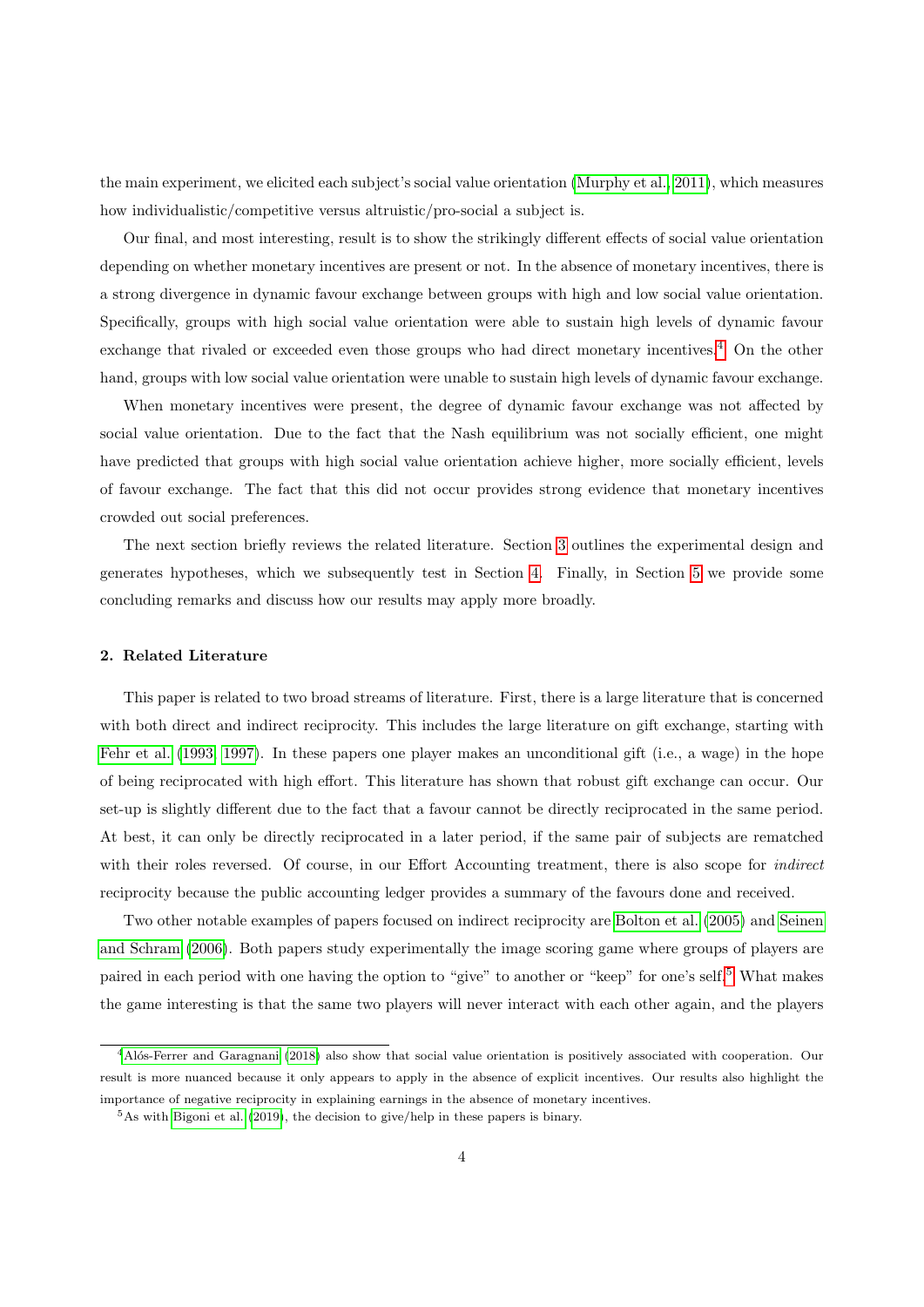the main experiment, we elicited each subject's social value orientation (Murphy et al., 2011), which measures how individualistic/competitive versus altruistic/pro-social a subject is.

Our final, and most interesting, result is to show the strikingly different effects of social value orientation depending on whether monetary incentives are present or not. In the absence of monetary incentives, there is a strong divergence in dynamic favour exchange between groups with high and low social value orientation. Specifically, groups with high social value orientation were able to sustain high levels of dynamic favour exchange that rivaled or exceeded even those groups who had direct monetary incentives.[4] On the other hand, groups with low social value orientation were unable to sustain high levels of dynamic favour exchange.

When monetary incentives were present, the degree of dynamic favour exchange was not affected by social value orientation. Due to the fact that the Nash equilibrium was not socially efficient, one might have predicted that groups with high social value orientation achieve higher, more socially efficient, levels of favour exchange. The fact that this did not occur provides strong evidence that monetary incentives crowded out social preferences.

The next section briefly reviews the related literature. Section 3 outlines the experimental design and generates hypotheses, which we subsequently test in Section 4. Finally, in Section 5 we provide some concluding remarks and discuss how our results may apply more broadly.

## 2. Related Literature

This paper is related to two broad streams of literature. First, there is a large literature that is concerned with both direct and indirect reciprocity. This includes the large literature on gift exchange, starting with Fehr et al. (1993, 1997). In these papers one player makes an unconditional gift (i.e., a wage) in the hope of being reciprocated with high effort. This literature has shown that robust gift exchange can occur. Our set-up is slightly different due to the fact that a favour cannot be directly reciprocated in the same period. At best, it can only be directly reciprocated in a later period, if the same pair of subjects are rematched with their roles reversed. Of course, in our Effort Accounting treatment, there is also scope for *indirect* reciprocity because the public accounting ledger provides a summary of the favours done and received.

Two other notable examples of papers focused on indirect reciprocity are Bolton et al. (2005) and Seinen and Schram (2006). Both papers study experimentally the image scoring game where groups of players are paired in each period with one having the option to "give" to another or "keep" for one's self.[5] What makes the game interesting is that the same two players will never interact with each other again, and the players

---

[4] Alós-Ferrer and Garagnani (2018) also show that social value orientation is positively associated with cooperation. Our result is more nuanced because it only appears to apply in the absence of explicit incentives. Our results also highlight the importance of negative reciprocity in explaining earnings in the absence of monetary incentives.

[5] As with Bigoni et al. (2019), the decision to give/help in these papers is binary.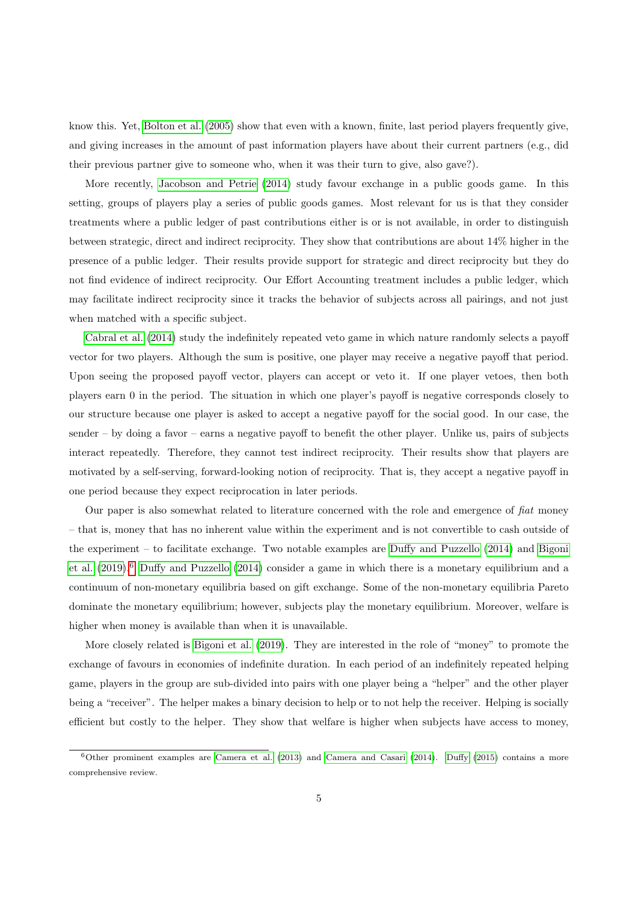know this. Yet, Bolton et al. (2005) show that even with a known, finite, last period players frequently give, and giving increases in the amount of past information players have about their current partners (e.g., did their previous partner give to someone who, when it was their turn to give, also gave?).

More recently, Jacobson and Petrie (2014) study favour exchange in a public goods game. In this setting, groups of players play a series of public goods games. Most relevant for us is that they consider treatments where a public ledger of past contributions either is or is not available, in order to distinguish between strategic, direct and indirect reciprocity. They show that contributions are about 14% higher in the presence of a public ledger. Their results provide support for strategic and direct reciprocity but they do not find evidence of indirect reciprocity. Our Effort Accounting treatment includes a public ledger, which may facilitate indirect reciprocity since it tracks the behavior of subjects across all pairings, and not just when matched with a specific subject.

Cabral et al. (2014) study the indefinitely repeated veto game in which nature randomly selects a payoff vector for two players. Although the sum is positive, one player may receive a negative payoff that period. Upon seeing the proposed payoff vector, players can accept or veto it. If one player vetoes, then both players earn 0 in the period. The situation in which one player's payoff is negative corresponds closely to our structure because one player is asked to accept a negative payoff for the social good. In our case, the sender – by doing a favor – earns a negative payoff to benefit the other player. Unlike us, pairs of subjects interact repeatedly. Therefore, they cannot test indirect reciprocity. Their results show that players are motivated by a self-serving, forward-looking notion of reciprocity. That is, they accept a negative payoff in one period because they expect reciprocation in later periods.

Our paper is also somewhat related to literature concerned with the role and emergence of *fiat* money – that is, money that has no inherent value within the experiment and is not convertible to cash outside of the experiment – to facilitate exchange. Two notable examples are Duffy and Puzzello (2014) and Bigoni et al. (2019).[6] Duffy and Puzzello (2014) consider a game in which there is a monetary equilibrium and a continuum of non-monetary equilibria based on gift exchange. Some of the non-monetary equilibria Pareto dominate the monetary equilibrium; however, subjects play the monetary equilibrium. Moreover, welfare is higher when money is available than when it is unavailable.

More closely related is Bigoni et al. (2019). They are interested in the role of "money" to promote the exchange of favours in economies of indefinite duration. In each period of an indefinitely repeated helping game, players in the group are sub-divided into pairs with one player being a "helper" and the other player being a "receiver". The helper makes a binary decision to help or to not help the receiver. Helping is socially efficient but costly to the helper. They show that welfare is higher when subjects have access to money,

[6] Other prominent examples are Camera et al. (2013) and Camera and Casari (2014). Duffy (2015) contains a more comprehensive review.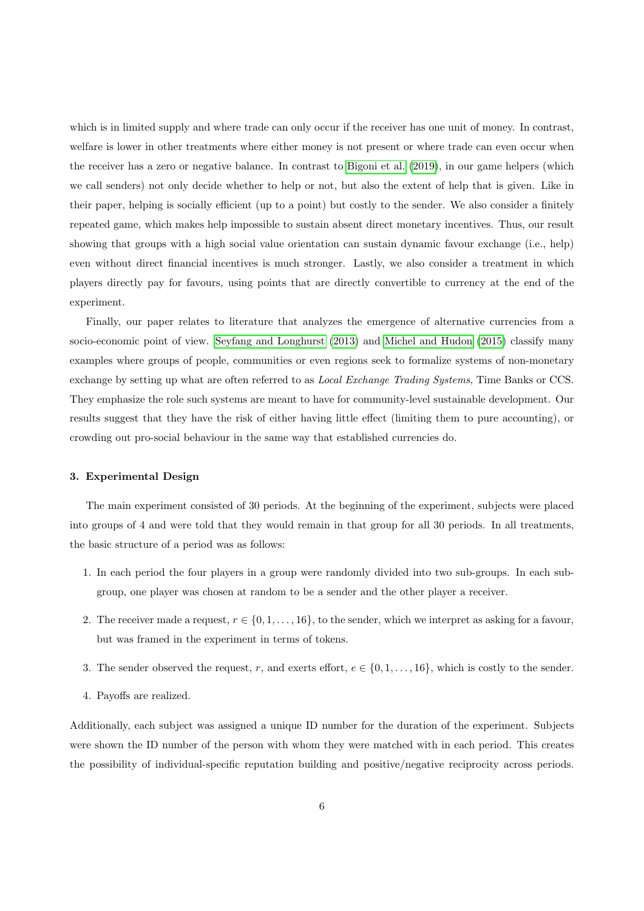which is in limited supply and where trade can only occur if the receiver has one unit of money. In contrast, welfare is lower in other treatments where either money is not present or where trade can even occur when the receiver has a zero or negative balance. In contrast to Bigoni et al. (2019), in our game helpers (which we call senders) not only decide whether to help or not, but also the extent of help that is given. Like in their paper, helping is socially efficient (up to a point) but costly to the sender. We also consider a finitely repeated game, which makes help impossible to sustain absent direct monetary incentives. Thus, our result showing that groups with a high social value orientation can sustain dynamic favour exchange (i.e., help) even without direct financial incentives is much stronger. Lastly, we also consider a treatment in which players directly pay for favours, using points that are directly convertible to currency at the end of the experiment.

Finally, our paper relates to literature that analyzes the emergence of alternative currencies from a socio-economic point of view. Seyfang and Longhurst (2013) and Michel and Hudon (2015) classify many examples where groups of people, communities or even regions seek to formalize systems of non-monetary exchange by setting up what are often referred to as *Local Exchange Trading Systems*, Time Banks or CCS. They emphasize the role such systems are meant to have for community-level sustainable development. Our results suggest that they have the risk of either having little effect (limiting them to pure accounting), or crowding out pro-social behaviour in the same way that established currencies do.

### 3. Experimental Design

The main experiment consisted of 30 periods. At the beginning of the experiment, subjects were placed into groups of 4 and were told that they would remain in that group for all 30 periods. In all treatments, the basic structure of a period was as follows:

1. In each period the four players in a group were randomly divided into two sub-groups. In each sub-group, one player was chosen at random to be a sender and the other player a receiver.
2. The receiver made a request, $r \in \{0, 1, \ldots, 16\}$, to the sender, which we interpret as asking for a favour, but was framed in the experiment in terms of tokens.
3. The sender observed the request, $r$, and exerts effort, $e \in \{0, 1, \ldots, 16\}$, which is costly to the sender.
4. Payoffs are realized.

Additionally, each subject was assigned a unique ID number for the duration of the experiment. Subjects were shown the ID number of the person with whom they were matched with in each period. This creates the possibility of individual-specific reputation building and positive/negative reciprocity across periods.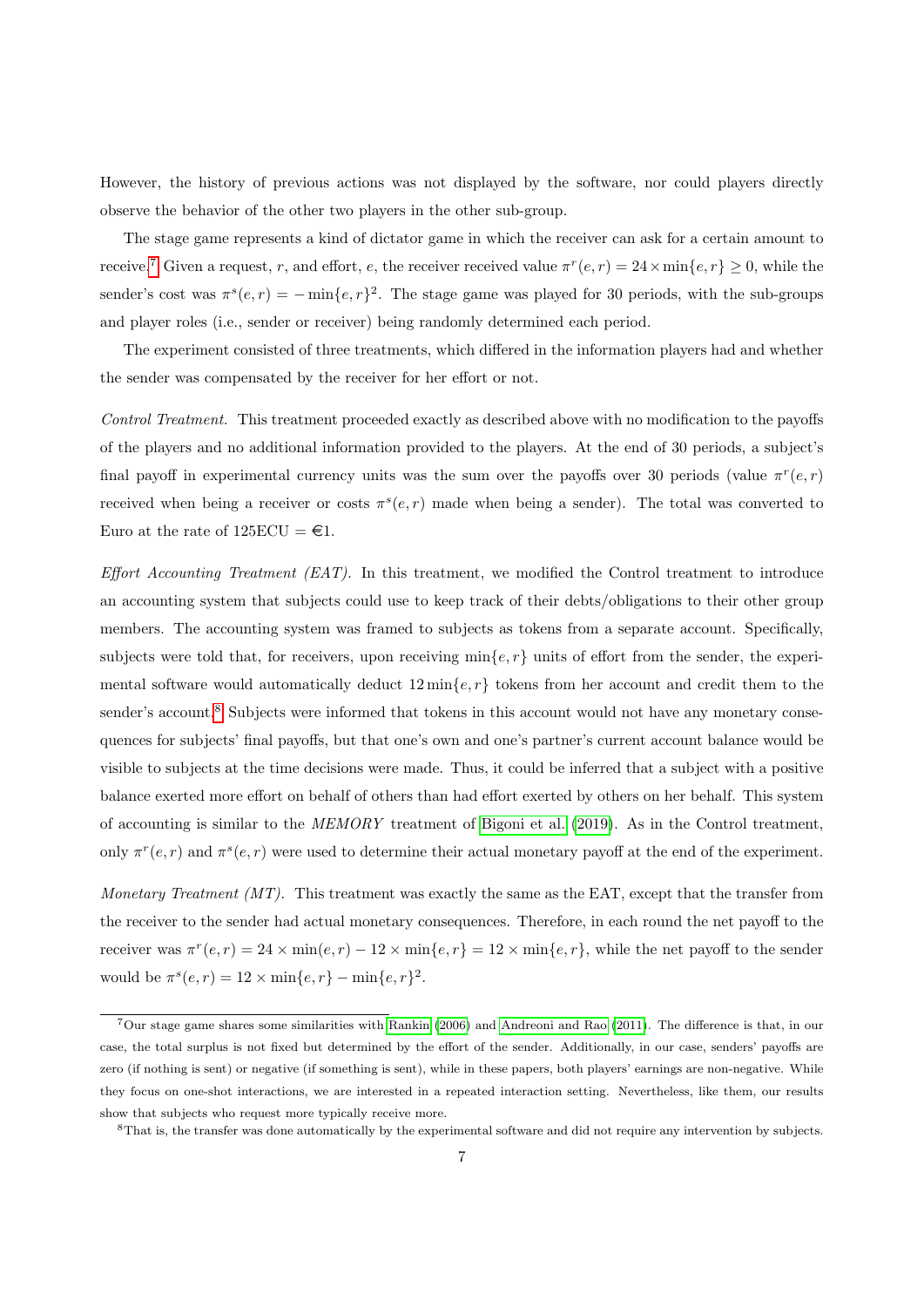However, the history of previous actions was not displayed by the software, nor could players directly observe the behavior of the other two players in the other sub-group.

The stage game represents a kind of dictator game in which the receiver can ask for a certain amount to receive.[7] Given a request, $r$, and effort, $e$, the receiver received value $\pi^r(e,r) = 24 \times \min\{e,r\} \geq 0$, while the sender's cost was $\pi^s(e,r) = -\min\{e,r\}^2$. The stage game was played for 30 periods, with the sub-groups and player roles (i.e., sender or receiver) being randomly determined each period.

The experiment consisted of three treatments, which differed in the information players had and whether the sender was compensated by the receiver for her effort or not.

*Control Treatment.* This treatment proceeded exactly as described above with no modification to the payoffs of the players and no additional information provided to the players. At the end of 30 periods, a subject's final payoff in experimental currency units was the sum over the payoffs over 30 periods (value $\pi^r(e,r)$ received when being a receiver or costs $\pi^s(e,r)$ made when being a sender). The total was converted to Euro at the rate of 125ECU = €1.

*Effort Accounting Treatment (EAT).* In this treatment, we modified the Control treatment to introduce an accounting system that subjects could use to keep track of their debts/obligations to their other group members. The accounting system was framed to subjects as tokens from a separate account. Specifically, subjects were told that, for receivers, upon receiving $\min\{e,r\}$ units of effort from the sender, the experimental software would automatically deduct $12 \min\{e,r\}$ tokens from her account and credit them to the sender's account.[8] Subjects were informed that tokens in this account would not have any monetary consequences for subjects' final payoffs, but that one's own and one's partner's current account balance would be visible to subjects at the time decisions were made. Thus, it could be inferred that a subject with a positive balance exerted more effort on behalf of others than had effort exerted by others on her behalf. This system of accounting is similar to the *MEMORY* treatment of Bigoni et al. (2019). As in the Control treatment, only $\pi^r(e,r)$ and $\pi^s(e,r)$ were used to determine their actual monetary payoff at the end of the experiment.

*Monetary Treatment (MT).* This treatment was exactly the same as the EAT, except that the transfer from the receiver to the sender had actual monetary consequences. Therefore, in each round the net payoff to the receiver was $\pi^r(e,r) = 24 \times \min(e,r) - 12 \times \min\{e,r\} = 12 \times \min\{e,r\}$, while the net payoff to the sender would be $\pi^s(e,r) = 12 \times \min\{e,r\} - \min\{e,r\}^2$.

[7] Our stage game shares some similarities with Rankin (2006) and Andreoni and Rao (2011). The difference is that, in our case, the total surplus is not fixed but determined by the effort of the sender. Additionally, in our case, senders' payoffs are zero (if nothing is sent) or negative (if something is sent), while in these papers, both players' earnings are non-negative. While they focus on one-shot interactions, we are interested in a repeated interaction setting. Nevertheless, like them, our results show that subjects who request more typically receive more.

[8] That is, the transfer was done automatically by the experimental software and did not require any intervention by subjects.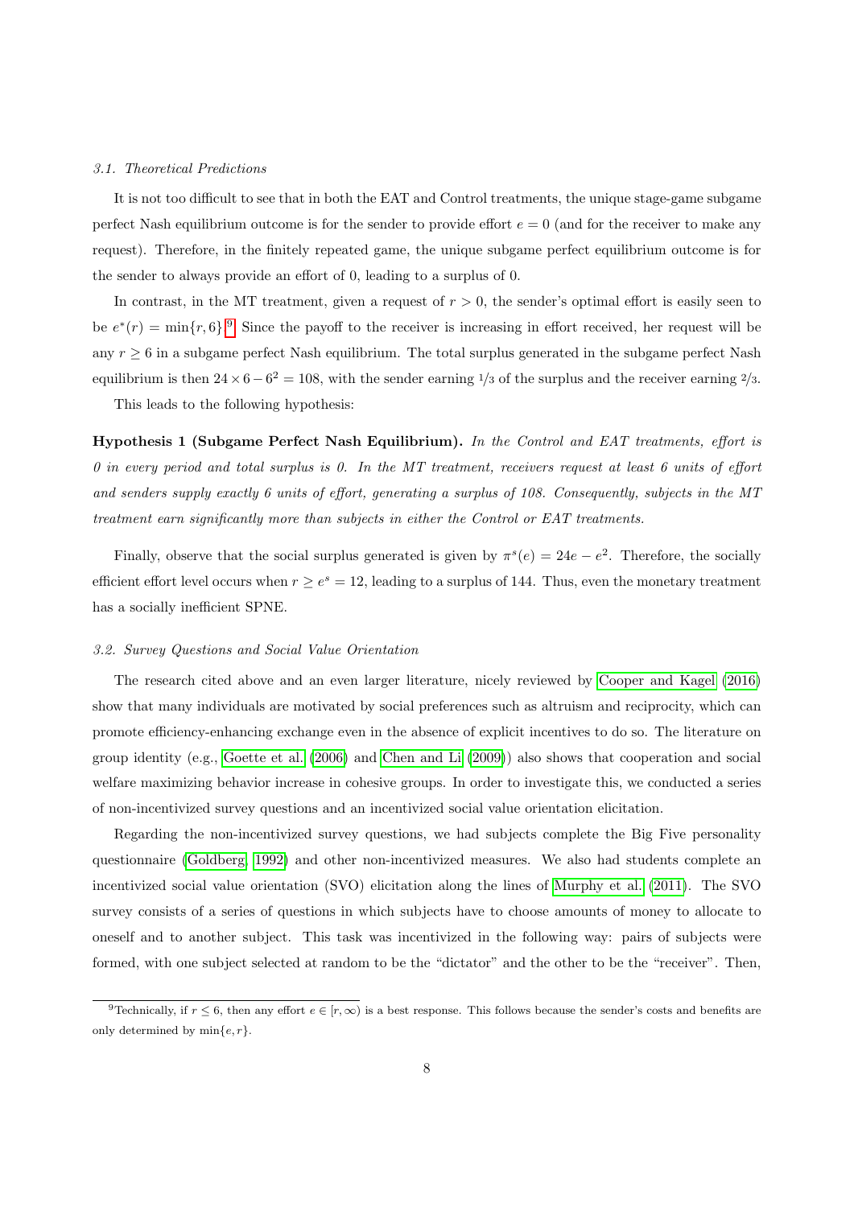### 3.1. Theoretical Predictions

It is not too difficult to see that in both the EAT and Control treatments, the unique stage-game subgame perfect Nash equilibrium outcome is for the sender to provide effort $e = 0$ (and for the receiver to make any request). Therefore, in the finitely repeated game, the unique subgame perfect equilibrium outcome is for the sender to always provide an effort of 0, leading to a surplus of 0.

In contrast, in the MT treatment, given a request of $r > 0$, the sender's optimal effort is easily seen to be $e^*(r) = \min\{r, 6\}$.[9] Since the payoff to the receiver is increasing in effort received, her request will be any $r \geq 6$ in a subgame perfect Nash equilibrium. The total surplus generated in the subgame perfect Nash equilibrium is then $24 \times 6 - 6^2 = 108$, with the sender earning $1/3$ of the surplus and the receiver earning $2/3$.

This leads to the following hypothesis:

**Hypothesis 1 (Subgame Perfect Nash Equilibrium).** *In the Control and EAT treatments, effort is 0 in every period and total surplus is 0. In the MT treatment, receivers request at least 6 units of effort and senders supply exactly 6 units of effort, generating a surplus of 108. Consequently, subjects in the MT treatment earn significantly more than subjects in either the Control or EAT treatments.*

Finally, observe that the social surplus generated is given by $\pi^s(e) = 24e - e^2$. Therefore, the socially efficient effort level occurs when $r \geq e^s = 12$, leading to a surplus of 144. Thus, even the monetary treatment has a socially inefficient SPNE.

### 3.2. Survey Questions and Social Value Orientation

The research cited above and an even larger literature, nicely reviewed by Cooper and Kagel (2016) show that many individuals are motivated by social preferences such as altruism and reciprocity, which can promote efficiency-enhancing exchange even in the absence of explicit incentives to do so. The literature on group identity (e.g., Goette et al. (2006) and Chen and Li (2009)) also shows that cooperation and social welfare maximizing behavior increase in cohesive groups. In order to investigate this, we conducted a series of non-incentivized survey questions and an incentivized social value orientation elicitation.

Regarding the non-incentivized survey questions, we had subjects complete the Big Five personality questionnaire (Goldberg, 1992) and other non-incentivized measures. We also had students complete an incentivized social value orientation (SVO) elicitation along the lines of Murphy et al. (2011). The SVO survey consists of a series of questions in which subjects have to choose amounts of money to allocate to oneself and to another subject. This task was incentivized in the following way: pairs of subjects were formed, with one subject selected at random to be the "dictator" and the other to be the "receiver". Then,

[9] Technically, if $r \leq 6$, then any effort $e \in [r, \infty)$ is a best response. This follows because the sender's costs and benefits are only determined by $\min\{e, r\}$.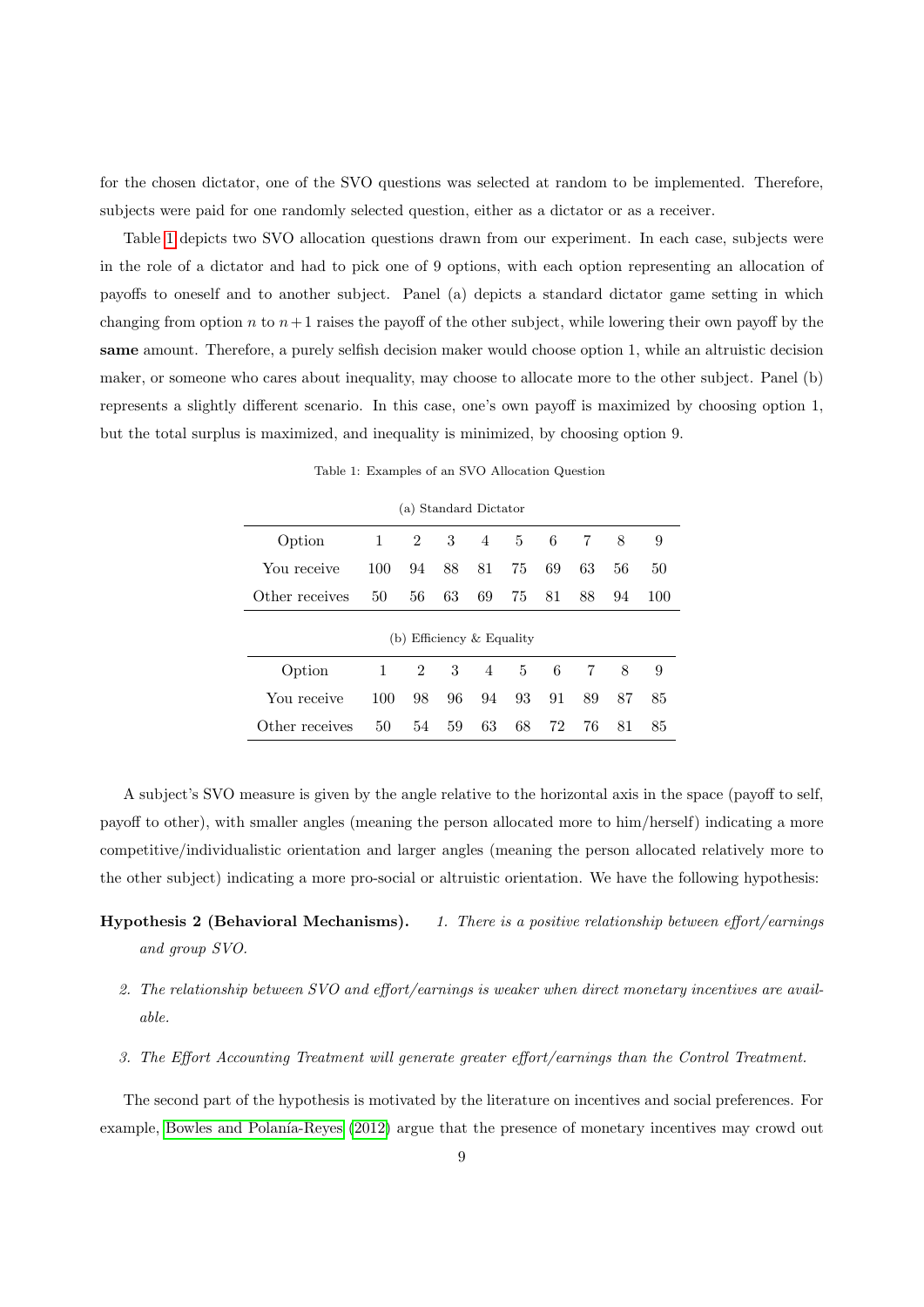for the chosen dictator, one of the SVO questions was selected at random to be implemented. Therefore, subjects were paid for one randomly selected question, either as a dictator or as a receiver.

Table 1 depicts two SVO allocation questions drawn from our experiment. In each case, subjects were in the role of a dictator and had to pick one of 9 options, with each option representing an allocation of payoffs to oneself and to another subject. Panel (a) depicts a standard dictator game setting in which changing from option $n$ to $n+1$ raises the payoff of the other subject, while lowering their own payoff by the **same** amount. Therefore, a purely selfish decision maker would choose option 1, while an altruistic decision maker, or someone who cares about inequality, may choose to allocate more to the other subject. Panel (b) represents a slightly different scenario. In this case, one's own payoff is maximized by choosing option 1, but the total surplus is maximized, and inequality is minimized, by choosing option 9.

Table 1: Examples of an SVO Allocation Question

(a) Standard Dictator

| Option | 1 | 2 | 3 | 4 | 5 | 6 | 7 | 8 | 9 |
|---|---|---|---|---|---|---|---|---|---|
| You receive | 100 | 94 | 88 | 81 | 75 | 69 | 63 | 56 | 50 |
| Other receives | 50 | 56 | 63 | 69 | 75 | 81 | 88 | 94 | 100 |

(b) Efficiency & Equality

| Option | 1 | 2 | 3 | 4 | 5 | 6 | 7 | 8 | 9 |
|---|---|---|---|---|---|---|---|---|---|
| You receive | 100 | 98 | 96 | 94 | 93 | 91 | 89 | 87 | 85 |
| Other receives | 50 | 54 | 59 | 63 | 68 | 72 | 76 | 81 | 85 |

A subject's SVO measure is given by the angle relative to the horizontal axis in the space (payoff to self, payoff to other), with smaller angles (meaning the person allocated more to him/herself) indicating a more competitive/individualistic orientation and larger angles (meaning the person allocated relatively more to the other subject) indicating a more pro-social or altruistic orientation. We have the following hypothesis:

**Hypothesis 2 (Behavioral Mechanisms).** *1. There is a positive relationship between effort/earnings and group SVO.*

*2. The relationship between SVO and effort/earnings is weaker when direct monetary incentives are available.*

*3. The Effort Accounting Treatment will generate greater effort/earnings than the Control Treatment.*

The second part of the hypothesis is motivated by the literature on incentives and social preferences. For example, Bowles and Polanía-Reyes (2012) argue that the presence of monetary incentives may crowd out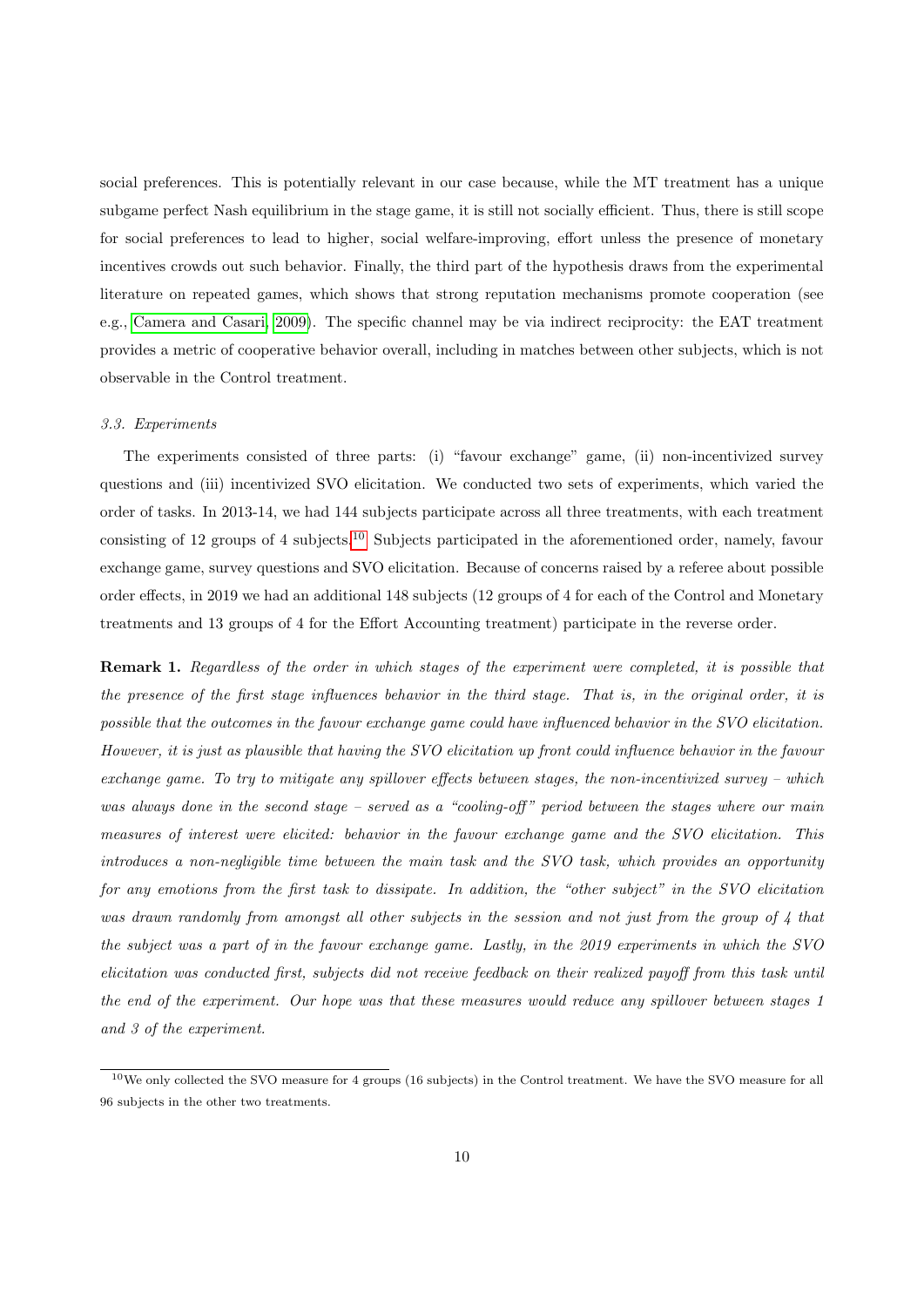social preferences. This is potentially relevant in our case because, while the MT treatment has a unique subgame perfect Nash equilibrium in the stage game, it is still not socially efficient. Thus, there is still scope for social preferences to lead to higher, social welfare-improving, effort unless the presence of monetary incentives crowds out such behavior. Finally, the third part of the hypothesis draws from the experimental literature on repeated games, which shows that strong reputation mechanisms promote cooperation (see e.g., Camera and Casari, 2009). The specific channel may be via indirect reciprocity: the EAT treatment provides a metric of cooperative behavior overall, including in matches between other subjects, which is not observable in the Control treatment.

### *3.3. Experiments*

The experiments consisted of three parts: (i) "favour exchange" game, (ii) non-incentivized survey questions and (iii) incentivized SVO elicitation. We conducted two sets of experiments, which varied the order of tasks. In 2013-14, we had 144 subjects participate across all three treatments, with each treatment consisting of 12 groups of 4 subjects.[10] Subjects participated in the aforementioned order, namely, favour exchange game, survey questions and SVO elicitation. Because of concerns raised by a referee about possible order effects, in 2019 we had an additional 148 subjects (12 groups of 4 for each of the Control and Monetary treatments and 13 groups of 4 for the Effort Accounting treatment) participate in the reverse order.

**Remark 1.** *Regardless of the order in which stages of the experiment were completed, it is possible that the presence of the first stage influences behavior in the third stage. That is, in the original order, it is possible that the outcomes in the favour exchange game could have influenced behavior in the SVO elicitation. However, it is just as plausible that having the SVO elicitation up front could influence behavior in the favour exchange game. To try to mitigate any spillover effects between stages, the non-incentivized survey – which was always done in the second stage – served as a "cooling-off" period between the stages where our main measures of interest were elicited: behavior in the favour exchange game and the SVO elicitation. This introduces a non-negligible time between the main task and the SVO task, which provides an opportunity for any emotions from the first task to dissipate. In addition, the "other subject" in the SVO elicitation was drawn randomly from amongst all other subjects in the session and not just from the group of 4 that the subject was a part of in the favour exchange game. Lastly, in the 2019 experiments in which the SVO elicitation was conducted first, subjects did not receive feedback on their realized payoff from this task until the end of the experiment. Our hope was that these measures would reduce any spillover between stages 1 and 3 of the experiment.*

[10] We only collected the SVO measure for 4 groups (16 subjects) in the Control treatment. We have the SVO measure for all 96 subjects in the other two treatments.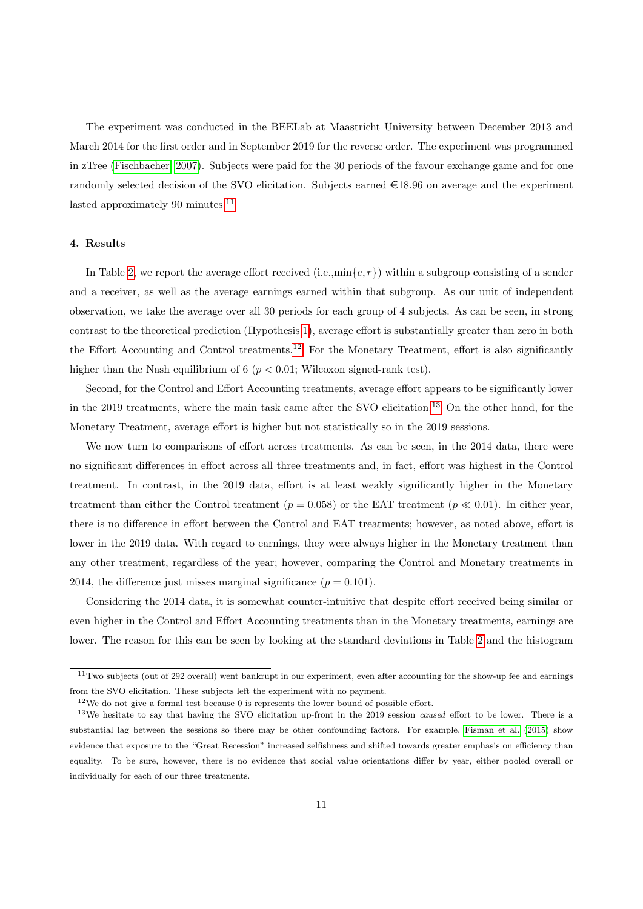The experiment was conducted in the BEELab at Maastricht University between December 2013 and March 2014 for the first order and in September 2019 for the reverse order. The experiment was programmed in zTree (Fischbacher, 2007). Subjects were paid for the 30 periods of the favour exchange game and for one randomly selected decision of the SVO elicitation. Subjects earned €18.96 on average and the experiment lasted approximately 90 minutes.[11]

**4. Results**

In Table 2, we report the average effort received (i.e.,$\min\{e, r\}$) within a subgroup consisting of a sender and a receiver, as well as the average earnings earned within that subgroup. As our unit of independent observation, we take the average over all 30 periods for each group of 4 subjects. As can be seen, in strong contrast to the theoretical prediction (Hypothesis 1), average effort is substantially greater than zero in both the Effort Accounting and Control treatments.[12] For the Monetary Treatment, effort is also significantly higher than the Nash equilibrium of 6 ($p < 0.01$; Wilcoxon signed-rank test).

Second, for the Control and Effort Accounting treatments, average effort appears to be significantly lower in the 2019 treatments, where the main task came after the SVO elicitation.[13] On the other hand, for the Monetary Treatment, average effort is higher but not statistically so in the 2019 sessions.

We now turn to comparisons of effort across treatments. As can be seen, in the 2014 data, there were no significant differences in effort across all three treatments and, in fact, effort was highest in the Control treatment. In contrast, in the 2019 data, effort is at least weakly significantly higher in the Monetary treatment than either the Control treatment ($p = 0.058$) or the EAT treatment ($p \ll 0.01$). In either year, there is no difference in effort between the Control and EAT treatments; however, as noted above, effort is lower in the 2019 data. With regard to earnings, they were always higher in the Monetary treatment than any other treatment, regardless of the year; however, comparing the Control and Monetary treatments in 2014, the difference just misses marginal significance ($p = 0.101$).

Considering the 2014 data, it is somewhat counter-intuitive that despite effort received being similar or even higher in the Control and Effort Accounting treatments than in the Monetary treatments, earnings are lower. The reason for this can be seen by looking at the standard deviations in Table 2 and the histogram

[11] Two subjects (out of 292 overall) went bankrupt in our experiment, even after accounting for the show-up fee and earnings from the SVO elicitation. These subjects left the experiment with no payment.

[12] We do not give a formal test because 0 is represents the lower bound of possible effort.

[13] We hesitate to say that having the SVO elicitation up-front in the 2019 session *caused* effort to be lower. There is a substantial lag between the sessions so there may be other confounding factors. For example, Fisman et al. (2015) show evidence that exposure to the "Great Recession" increased selfishness and shifted towards greater emphasis on efficiency than equality. To be sure, however, there is no evidence that social value orientations differ by year, either pooled overall or individually for each of our three treatments.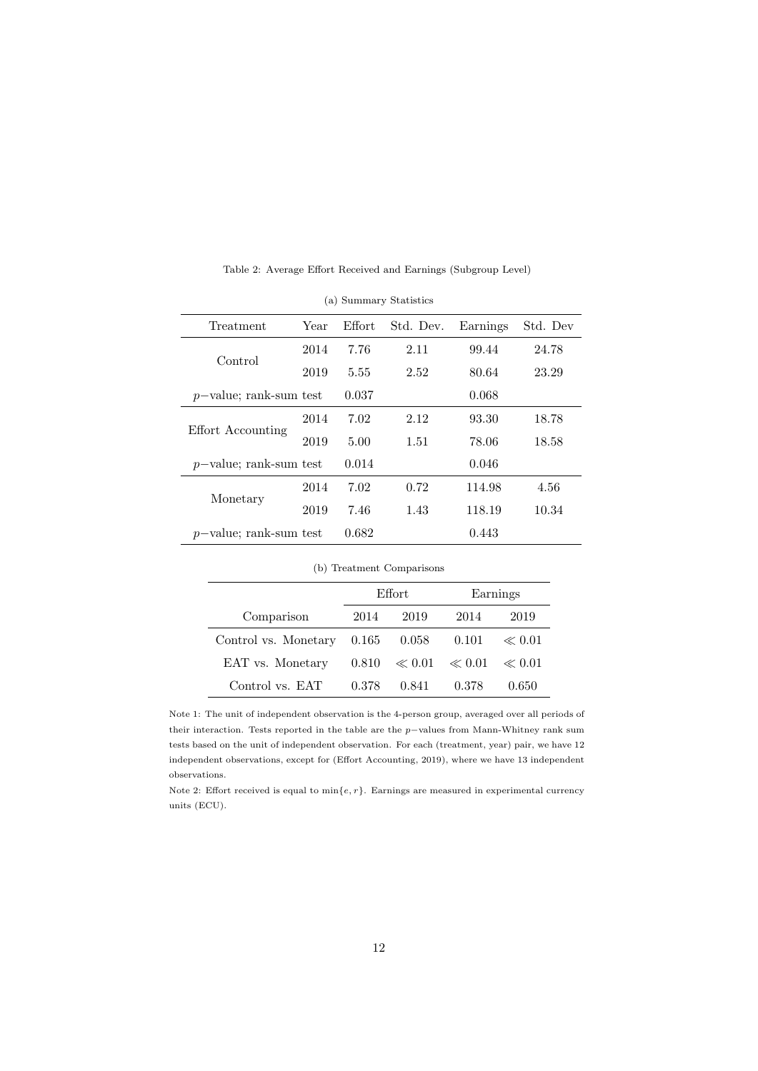Table 2: Average Effort Received and Earnings (Subgroup Level)

(a) Summary Statistics

| Treatment | Year | Effort | Std. Dev. | Earnings | Std. Dev |
|---|---|---|---|---|---|
| Control | 2014 | 7.76 | 2.11 | 99.44 | 24.78 |
| | 2019 | 5.55 | 2.52 | 80.64 | 23.29 |
| $p-$value; rank-sum test | | 0.037 | | 0.068 | |
| Effort Accounting | 2014 | 7.02 | 2.12 | 93.30 | 18.78 |
| | 2019 | 5.00 | 1.51 | 78.06 | 18.58 |
| $p-$value; rank-sum test | | 0.014 | | 0.046 | |
| Monetary | 2014 | 7.02 | 0.72 | 114.98 | 4.56 |
| | 2019 | 7.46 | 1.43 | 118.19 | 10.34 |
| $p-$value; rank-sum test | | 0.682 | | 0.443 | |

(b) Treatment Comparisons

| | Effort | | Earnings | |
|---|---|---|---|---|
| Comparison | 2014 | 2019 | 2014 | 2019 |
| Control vs. Monetary | 0.165 | 0.058 | 0.101 | $\ll 0.01$ |
| EAT vs. Monetary | 0.810 | $\ll 0.01$ | $\ll 0.01$ | $\ll 0.01$ |
| Control vs. EAT | 0.378 | 0.841 | 0.378 | 0.650 |

Note 1: The unit of independent observation is the 4-person group, averaged over all periods of their interaction. Tests reported in the table are the $p-$values from Mann-Whitney rank sum tests based on the unit of independent observation. For each (treatment, year) pair, we have 12 independent observations, except for (Effort Accounting, 2019), where we have 13 independent observations.

Note 2: Effort received is equal to $\min\{e, r\}$. Earnings are measured in experimental currency units (ECU).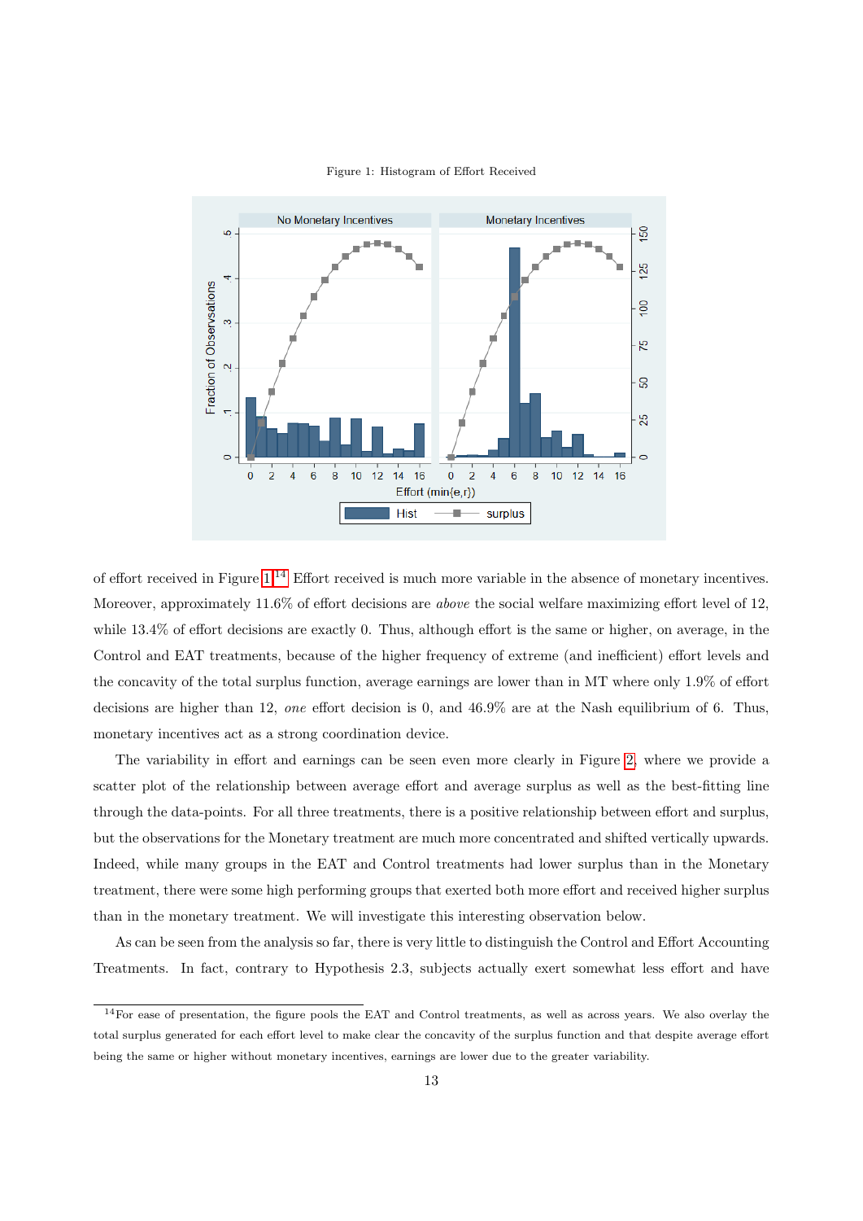Figure 1: Histogram of Effort Received

of effort received in Figure 1.[14] Effort received is much more variable in the absence of monetary incentives. Moreover, approximately 11.6% of effort decisions are *above* the social welfare maximizing effort level of 12, while 13.4% of effort decisions are exactly 0. Thus, although effort is the same or higher, on average, in the Control and EAT treatments, because of the higher frequency of extreme (and inefficient) effort levels and the concavity of the total surplus function, average earnings are lower than in MT where only 1.9% of effort decisions are higher than 12, *one* effort decision is 0, and 46.9% are at the Nash equilibrium of 6. Thus, monetary incentives act as a strong coordination device.

The variability in effort and earnings can be seen even more clearly in Figure 2, where we provide a scatter plot of the relationship between average effort and average surplus as well as the best-fitting line through the data-points. For all three treatments, there is a positive relationship between effort and surplus, but the observations for the Monetary treatment are much more concentrated and shifted vertically upwards. Indeed, while many groups in the EAT and Control treatments had lower surplus than in the Monetary treatment, there were some high performing groups that exerted both more effort and received higher surplus than in the monetary treatment. We will investigate this interesting observation below.

As can be seen from the analysis so far, there is very little to distinguish the Control and Effort Accounting Treatments. In fact, contrary to Hypothesis 2.3, subjects actually exert somewhat less effort and have

[14] For ease of presentation, the figure pools the EAT and Control treatments, as well as across years. We also overlay the total surplus generated for each effort level to make clear the concavity of the surplus function and that despite average effort being the same or higher without monetary incentives, earnings are lower due to the greater variability.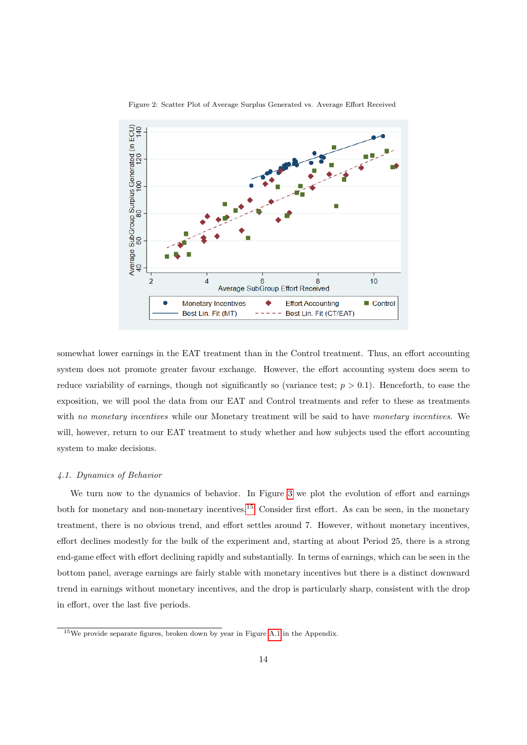Figure 2: Scatter Plot of Average Surplus Generated vs. Average Effort Received

somewhat lower earnings in the EAT treatment than in the Control treatment. Thus, an effort accounting system does not promote greater favour exchange. However, the effort accounting system does seem to reduce variability of earnings, though not significantly so (variance test; $p > 0.1$). Henceforth, to ease the exposition, we will pool the data from our EAT and Control treatments and refer to these as treatments with *no monetary incentives* while our Monetary treatment will be said to have *monetary incentives*. We will, however, return to our EAT treatment to study whether and how subjects used the effort accounting system to make decisions.

### *4.1. Dynamics of Behavior*

We turn now to the dynamics of behavior. In Figure 3 we plot the evolution of effort and earnings both for monetary and non-monetary incentives.[15] Consider first effort. As can be seen, in the monetary treatment, there is no obvious trend, and effort settles around 7. However, without monetary incentives, effort declines modestly for the bulk of the experiment and, starting at about Period 25, there is a strong end-game effect with effort declining rapidly and substantially. In terms of earnings, which can be seen in the bottom panel, average earnings are fairly stable with monetary incentives but there is a distinct downward trend in earnings without monetary incentives, and the drop is particularly sharp, consistent with the drop in effort, over the last five periods.

[15] We provide separate figures, broken down by year in Figure A.1 in the Appendix.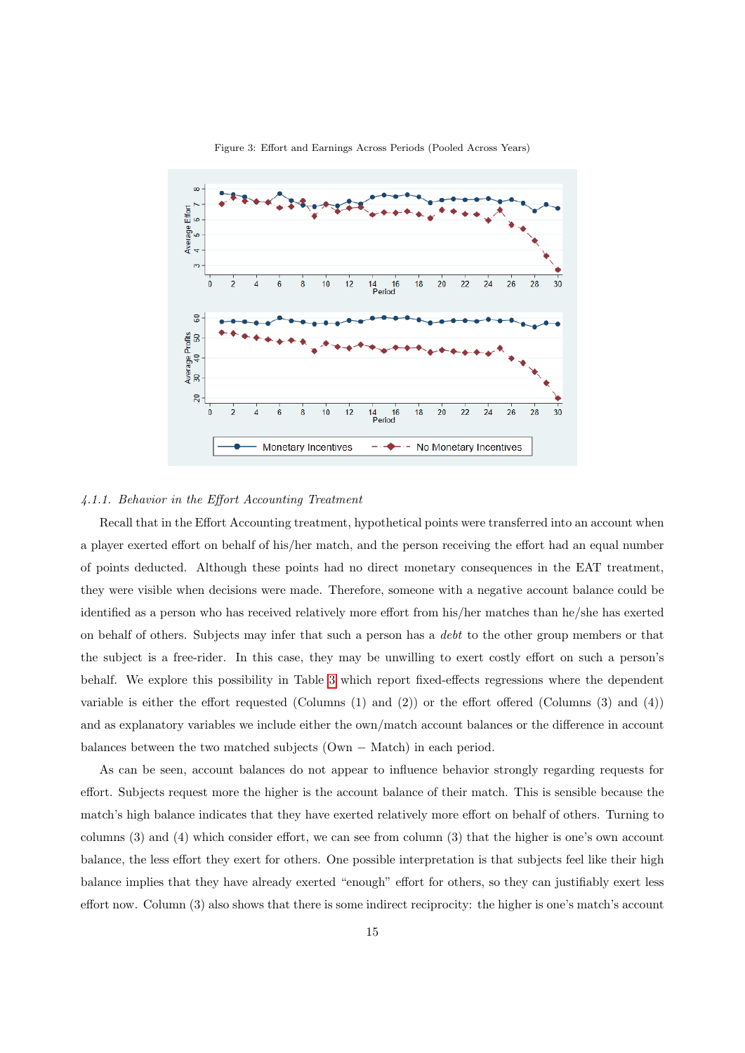Figure 3: Effort and Earnings Across Periods (Pooled Across Years)

#### 4.1.1. Behavior in the Effort Accounting Treatment

Recall that in the Effort Accounting treatment, hypothetical points were transferred into an account when a player exerted effort on behalf of his/her match, and the person receiving the effort had an equal number of points deducted. Although these points had no direct monetary consequences in the EAT treatment, they were visible when decisions were made. Therefore, someone with a negative account balance could be identified as a person who has received relatively more effort from his/her matches than he/she has exerted on behalf of others. Subjects may infer that such a person has a *debt* to the other group members or that the subject is a free-rider. In this case, they may be unwilling to exert costly effort on such a person's behalf. We explore this possibility in Table 3 which report fixed-effects regressions where the dependent variable is either the effort requested (Columns (1) and (2)) or the effort offered (Columns (3) and (4)) and as explanatory variables we include either the own/match account balances or the difference in account balances between the two matched subjects (Own − Match) in each period.

As can be seen, account balances do not appear to influence behavior strongly regarding requests for effort. Subjects request more the higher is the account balance of their match. This is sensible because the match's high balance indicates that they have exerted relatively more effort on behalf of others. Turning to columns (3) and (4) which consider effort, we can see from column (3) that the higher is one's own account balance, the less effort they exert for others. One possible interpretation is that subjects feel like their high balance implies that they have already exerted "enough" effort for others, so they can justifiably exert less effort now. Column (3) also shows that there is some indirect reciprocity: the higher is one's match's account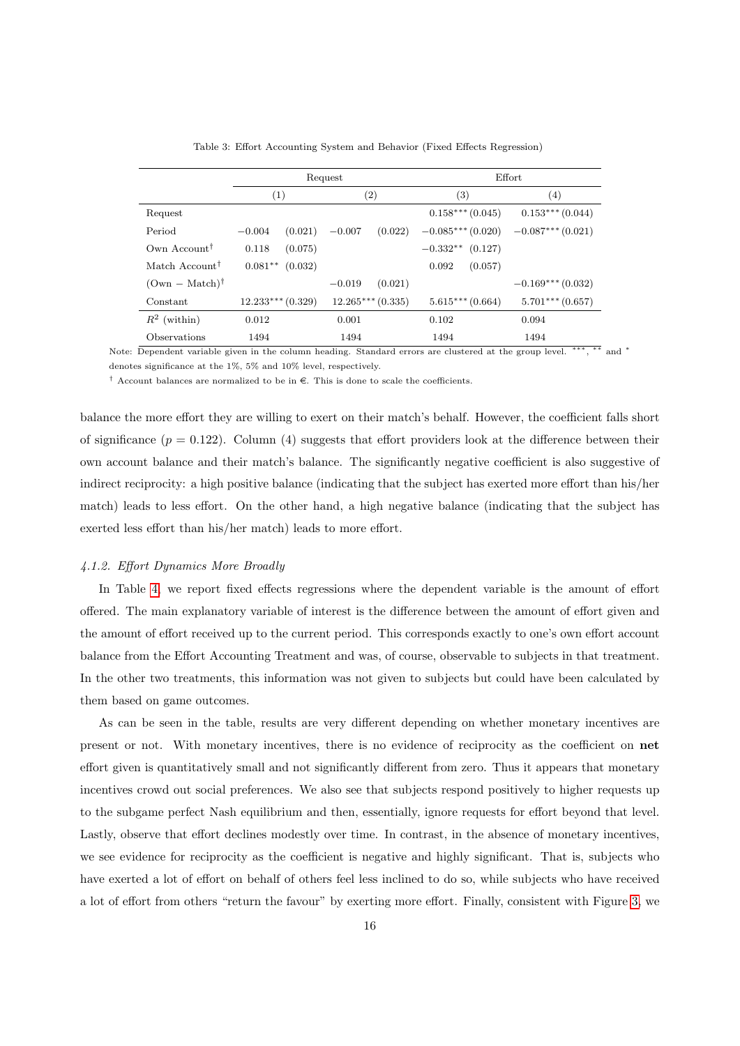Table 3: Effort Accounting System and Behavior (Fixed Effects Regression)

| | Request | | | | Effort | | | |
|---|---|---|---|---|---|---|---|---|
| | (1) | | (2) | | (3) | | (4) | |
| Request | | | | | 0.158*** | (0.045) | 0.153*** | (0.044) |
| Period | −0.004 | (0.021) | −0.007 | (0.022) | −0.085*** | (0.020) | −0.087*** | (0.021) |
| Own Account† | 0.118 | (0.075) | | | −0.332** | (0.127) | | |
| Match Account† | 0.081** | (0.032) | | | 0.092 | (0.057) | | |
| (Own − Match)† | | | −0.019 | (0.021) | | | −0.169*** | (0.032) |
| Constant | 12.233*** | (0.329) | 12.265*** | (0.335) | 5.615*** | (0.664) | 5.701*** | (0.657) |
| $R^2$ (within) | 0.012 | | 0.001 | | 0.102 | | 0.094 | |
| Observations | 1494 | | 1494 | | 1494 | | 1494 | |

Note: Dependent variable given in the column heading. Standard errors are clustered at the group level. ***, ** and * denotes significance at the 1%, 5% and 10% level, respectively.

† Account balances are normalized to be in €. This is done to scale the coefficients.

balance the more effort they are willing to exert on their match's behalf. However, the coefficient falls short of significance ($p = 0.122$). Column (4) suggests that effort providers look at the difference between their own account balance and their match's balance. The significantly negative coefficient is also suggestive of indirect reciprocity: a high positive balance (indicating that the subject has exerted more effort than his/her match) leads to less effort. On the other hand, a high negative balance (indicating that the subject has exerted less effort than his/her match) leads to more effort.

#### *4.1.2. Effort Dynamics More Broadly*

In Table 4, we report fixed effects regressions where the dependent variable is the amount of effort offered. The main explanatory variable of interest is the difference between the amount of effort given and the amount of effort received up to the current period. This corresponds exactly to one's own effort account balance from the Effort Accounting Treatment and was, of course, observable to subjects in that treatment. In the other two treatments, this information was not given to subjects but could have been calculated by them based on game outcomes.

As can be seen in the table, results are very different depending on whether monetary incentives are present or not. With monetary incentives, there is no evidence of reciprocity as the coefficient on **net** effort given is quantitatively small and not significantly different from zero. Thus it appears that monetary incentives crowd out social preferences. We also see that subjects respond positively to higher requests up to the subgame perfect Nash equilibrium and then, essentially, ignore requests for effort beyond that level. Lastly, observe that effort declines modestly over time. In contrast, in the absence of monetary incentives, we see evidence for reciprocity as the coefficient is negative and highly significant. That is, subjects who have exerted a lot of effort on behalf of others feel less inclined to do so, while subjects who have received a lot of effort from others "return the favour" by exerting more effort. Finally, consistent with Figure 3, we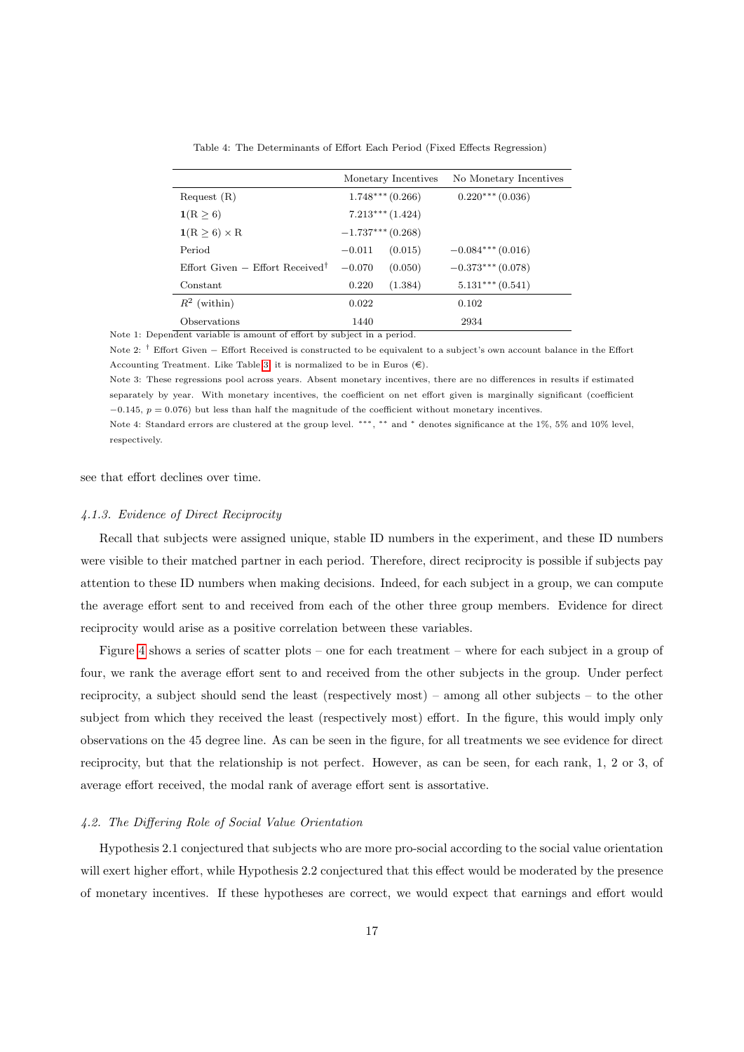Table 4: The Determinants of Effort Each Period (Fixed Effects Regression)

| | Monetary Incentives | No Monetary Incentives |
|---|---|---|
| Request (R) | $1.748^{***}$ (0.266) | $0.220^{***}$ (0.036) |
| $\mathbf{1}(\text{R} \geq 6)$ | $7.213^{***}$ (1.424) | |
| $\mathbf{1}(\text{R} \geq 6) \times \text{R}$ | $-1.737^{***}$ (0.268) | |
| Period | $-0.011$ (0.015) | $-0.084^{***}$ (0.016) |
| Effort Given − Effort Received$^{\dagger}$ | $-0.070$ (0.050) | $-0.373^{***}$ (0.078) |
| Constant | 0.220 (1.384) | $5.131^{***}$ (0.541) |
| $R^2$ (within) | 0.022 | 0.102 |
| Observations | 1440 | 2934 |

Note 1: Dependent variable is amount of effort by subject in a period.

Note 2: $^{\dagger}$ Effort Given − Effort Received is constructed to be equivalent to a subject's own account balance in the Effort Accounting Treatment. Like Table 3, it is normalized to be in Euros (€).

Note 3: These regressions pool across years. Absent monetary incentives, there are no differences in results if estimated separately by year. With monetary incentives, the coefficient on net effort given is marginally significant (coefficient $-0.145$, $p = 0.076$) but less than half the magnitude of the coefficient without monetary incentives.

Note 4: Standard errors are clustered at the group level. $^{***}$, $^{**}$ and $^{*}$ denotes significance at the 1%, 5% and 10% level, respectively.

see that effort declines over time.

#### *4.1.3. Evidence of Direct Reciprocity*

Recall that subjects were assigned unique, stable ID numbers in the experiment, and these ID numbers were visible to their matched partner in each period. Therefore, direct reciprocity is possible if subjects pay attention to these ID numbers when making decisions. Indeed, for each subject in a group, we can compute the average effort sent to and received from each of the other three group members. Evidence for direct reciprocity would arise as a positive correlation between these variables.

Figure 4 shows a series of scatter plots – one for each treatment – where for each subject in a group of four, we rank the average effort sent to and received from the other subjects in the group. Under perfect reciprocity, a subject should send the least (respectively most) – among all other subjects – to the other subject from which they received the least (respectively most) effort. In the figure, this would imply only observations on the 45 degree line. As can be seen in the figure, for all treatments we see evidence for direct reciprocity, but that the relationship is not perfect. However, as can be seen, for each rank, 1, 2 or 3, of average effort received, the modal rank of average effort sent is assortative.

### *4.2. The Differing Role of Social Value Orientation*

Hypothesis 2.1 conjectured that subjects who are more pro-social according to the social value orientation will exert higher effort, while Hypothesis 2.2 conjectured that this effect would be moderated by the presence of monetary incentives. If these hypotheses are correct, we would expect that earnings and effort would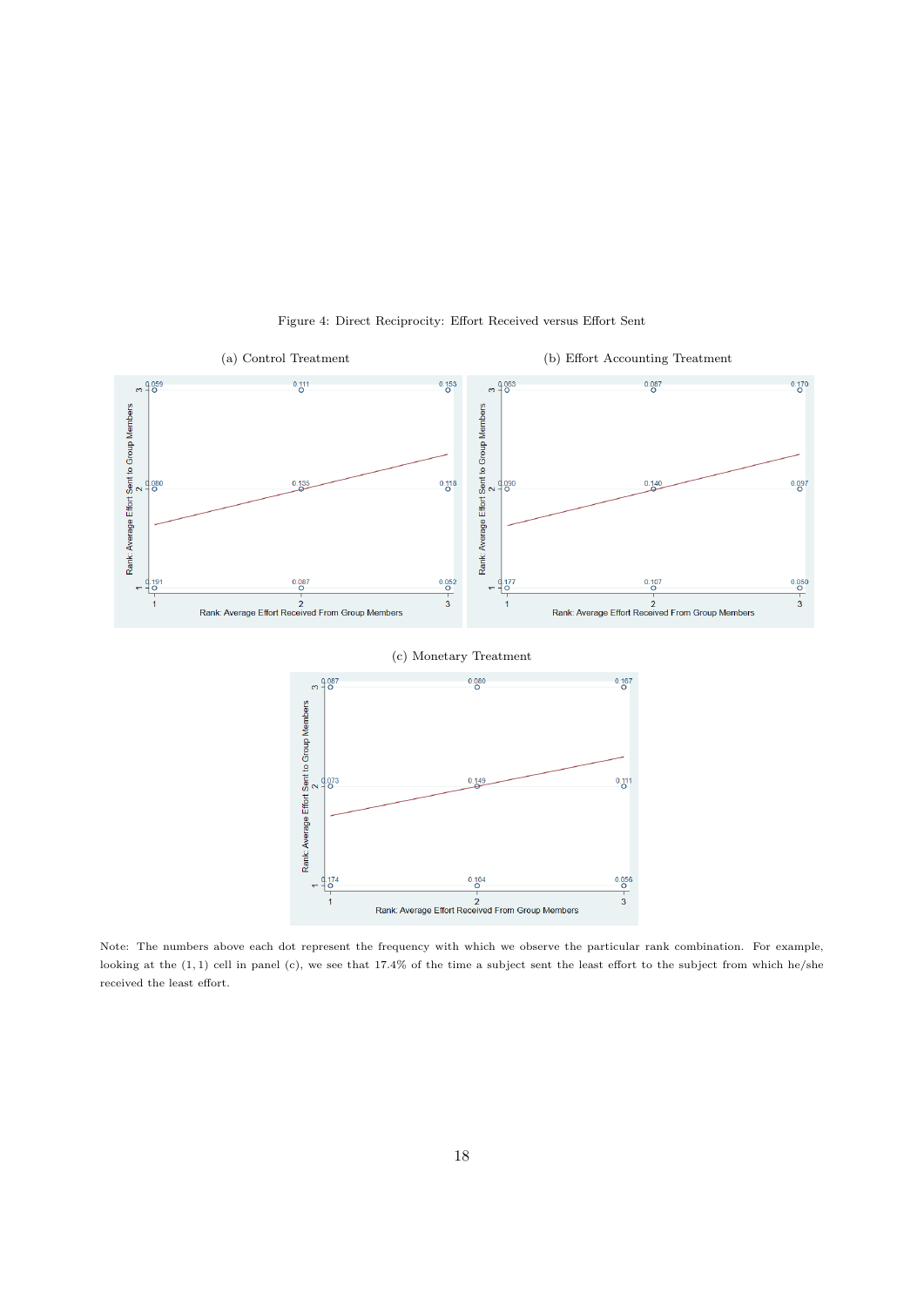Figure 4: Direct Reciprocity: Effort Received versus Effort Sent

(a) Control Treatment

(b) Effort Accounting Treatment

(c) Monetary Treatment

Note: The numbers above each dot represent the frequency with which we observe the particular rank combination. For example, looking at the (1, 1) cell in panel (c), we see that 17.4% of the time a subject sent the least effort to the subject from which he/she received the least effort.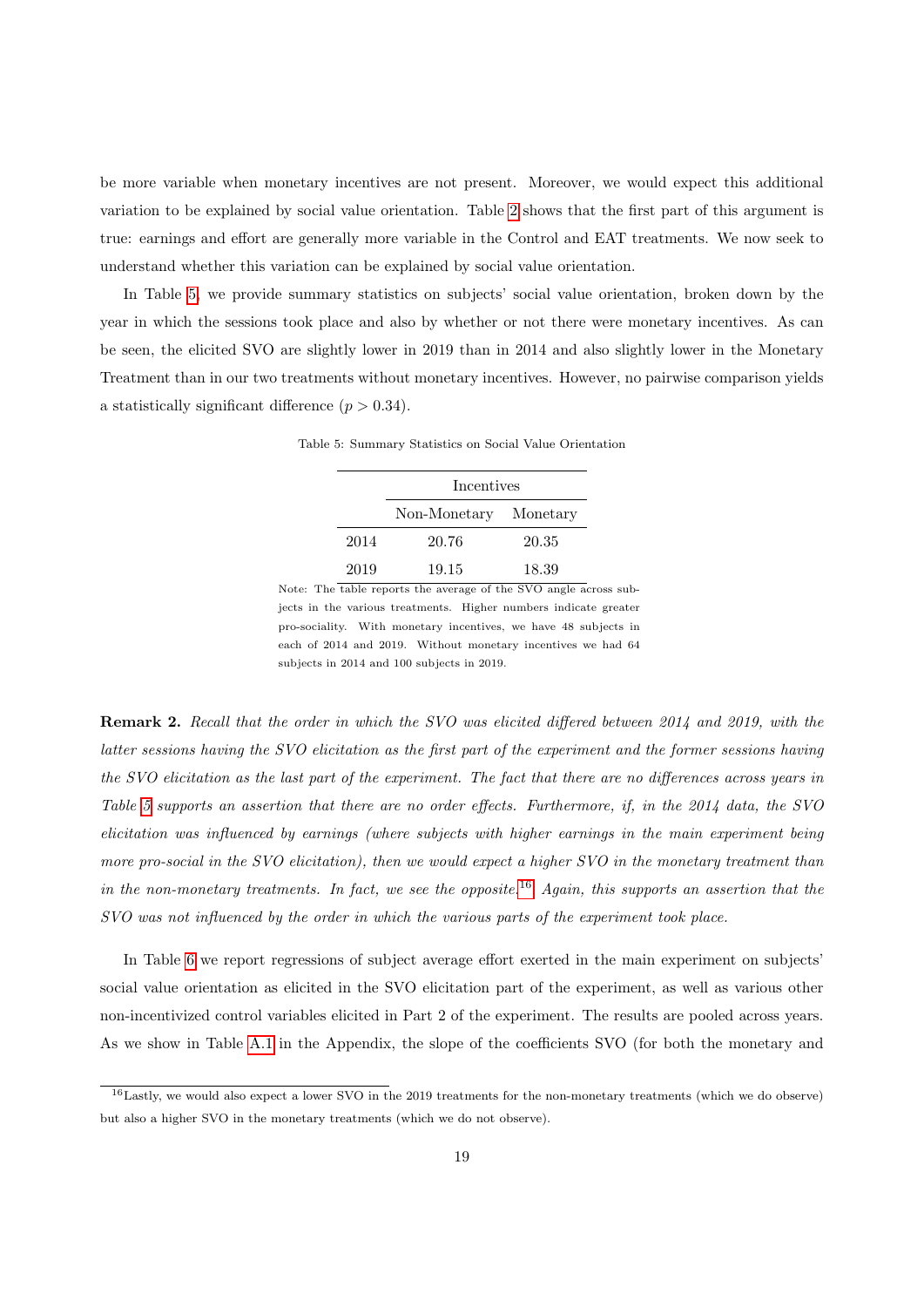be more variable when monetary incentives are not present. Moreover, we would expect this additional variation to be explained by social value orientation. Table 2 shows that the first part of this argument is true: earnings and effort are generally more variable in the Control and EAT treatments. We now seek to understand whether this variation can be explained by social value orientation.

In Table 5, we provide summary statistics on subjects' social value orientation, broken down by the year in which the sessions took place and also by whether or not there were monetary incentives. As can be seen, the elicited SVO are slightly lower in 2019 than in 2014 and also slightly lower in the Monetary Treatment than in our two treatments without monetary incentives. However, no pairwise comparison yields a statistically significant difference ($p > 0.34$).

Table 5: Summary Statistics on Social Value Orientation

| | Incentives | |
|---|---|---|
| | Non-Monetary | Monetary |
| 2014 | 20.76 | 20.35 |
| 2019 | 19.15 | 18.39 |

Note: The table reports the average of the SVO angle across subjects in the various treatments. Higher numbers indicate greater pro-sociality. With monetary incentives, we have 48 subjects in each of 2014 and 2019. Without monetary incentives we had 64 subjects in 2014 and 100 subjects in 2019.

**Remark 2.** *Recall that the order in which the SVO was elicited differed between 2014 and 2019, with the latter sessions having the SVO elicitation as the first part of the experiment and the former sessions having the SVO elicitation as the last part of the experiment. The fact that there are no differences across years in Table 5 supports an assertion that there are no order effects. Furthermore, if, in the 2014 data, the SVO elicitation was influenced by earnings (where subjects with higher earnings in the main experiment being more pro-social in the SVO elicitation), then we would expect a higher SVO in the monetary treatment than in the non-monetary treatments. In fact, we see the opposite.*[16] *Again, this supports an assertion that the SVO was not influenced by the order in which the various parts of the experiment took place.*

In Table 6 we report regressions of subject average effort exerted in the main experiment on subjects' social value orientation as elicited in the SVO elicitation part of the experiment, as well as various other non-incentivized control variables elicited in Part 2 of the experiment. The results are pooled across years. As we show in Table A.1 in the Appendix, the slope of the coefficients SVO (for both the monetary and

[16] Lastly, we would also expect a lower SVO in the 2019 treatments for the non-monetary treatments (which we do observe) but also a higher SVO in the monetary treatments (which we do not observe).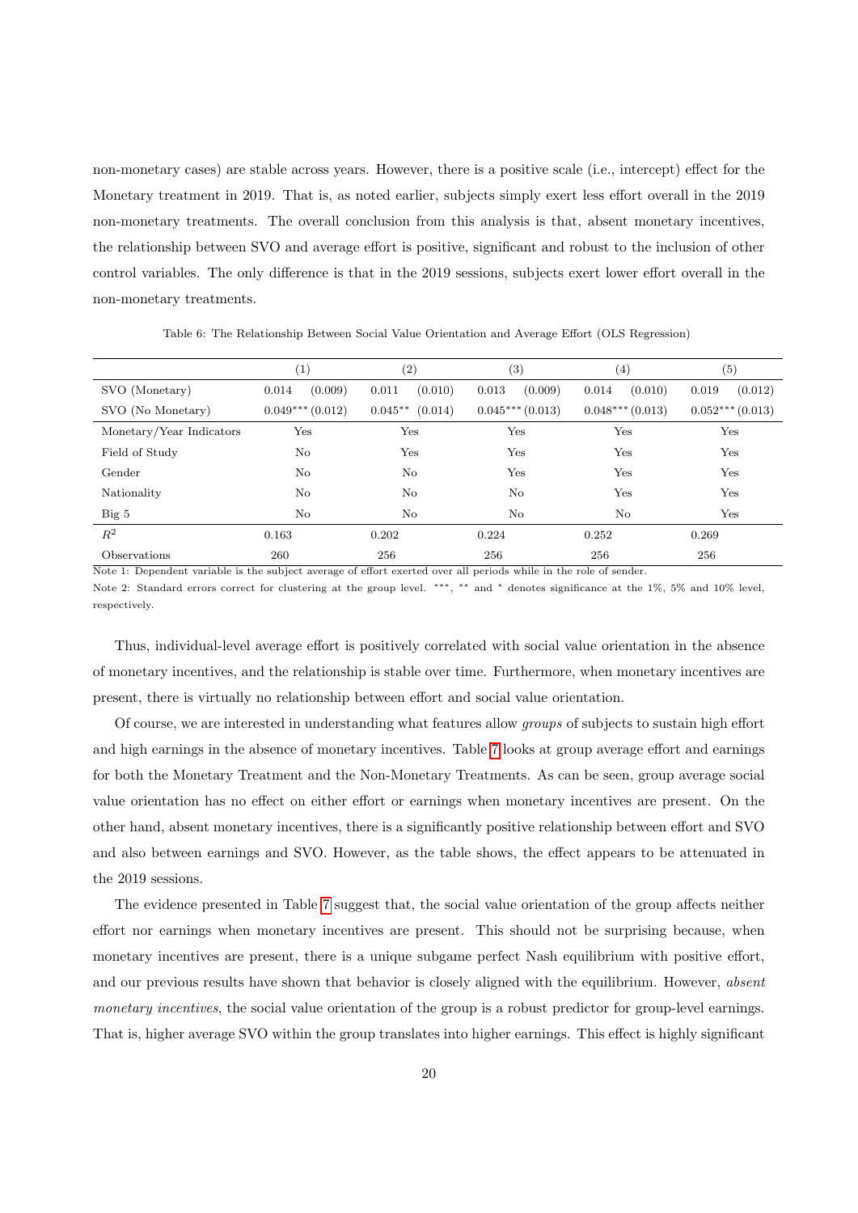non-monetary cases) are stable across years. However, there is a positive scale (i.e., intercept) effect for the Monetary treatment in 2019. That is, as noted earlier, subjects simply exert less effort overall in the 2019 non-monetary treatments. The overall conclusion from this analysis is that, absent monetary incentives, the relationship between SVO and average effort is positive, significant and robust to the inclusion of other control variables. The only difference is that in the 2019 sessions, subjects exert lower effort overall in the non-monetary treatments.

Table 6: The Relationship Between Social Value Orientation and Average Effort (OLS Regression)

| | (1) | (2) | (3) | (4) | (5) |
|---|---|---|---|---|---|
| SVO (Monetary) | 0.014 (0.009) | 0.011 (0.010) | 0.013 (0.009) | 0.014 (0.010) | 0.019 (0.012) |
| SVO (No Monetary) | $0.049^{***}$ (0.012) | $0.045^{**}$ (0.014) | $0.045^{***}$ (0.013) | $0.048^{***}$ (0.013) | $0.052^{***}$ (0.013) |
| Monetary/Year Indicators | Yes | Yes | Yes | Yes | Yes |
| Field of Study | No | Yes | Yes | Yes | Yes |
| Gender | No | No | Yes | Yes | Yes |
| Nationality | No | No | No | Yes | Yes |
| Big 5 | No | No | No | No | Yes |
| $R^2$ | 0.163 | 0.202 | 0.224 | 0.252 | 0.269 |
| Observations | 260 | 256 | 256 | 256 | 256 |

Note 1: Dependent variable is the subject average of effort exerted over all periods while in the role of sender.

Note 2: Standard errors correct for clustering at the group level. ***, ** and * denotes significance at the 1%, 5% and 10% level, respectively.

Thus, individual-level average effort is positively correlated with social value orientation in the absence of monetary incentives, and the relationship is stable over time. Furthermore, when monetary incentives are present, there is virtually no relationship between effort and social value orientation.

Of course, we are interested in understanding what features allow *groups* of subjects to sustain high effort and high earnings in the absence of monetary incentives. Table 7 looks at group average effort and earnings for both the Monetary Treatment and the Non-Monetary Treatments. As can be seen, group average social value orientation has no effect on either effort or earnings when monetary incentives are present. On the other hand, absent monetary incentives, there is a significantly positive relationship between effort and SVO and also between earnings and SVO. However, as the table shows, the effect appears to be attenuated in the 2019 sessions.

The evidence presented in Table 7 suggest that, the social value orientation of the group affects neither effort nor earnings when monetary incentives are present. This should not be surprising because, when monetary incentives are present, there is a unique subgame perfect Nash equilibrium with positive effort, and our previous results have shown that behavior is closely aligned with the equilibrium. However, *absent monetary incentives*, the social value orientation of the group is a robust predictor for group-level earnings. That is, higher average SVO within the group translates into higher earnings. This effect is highly significant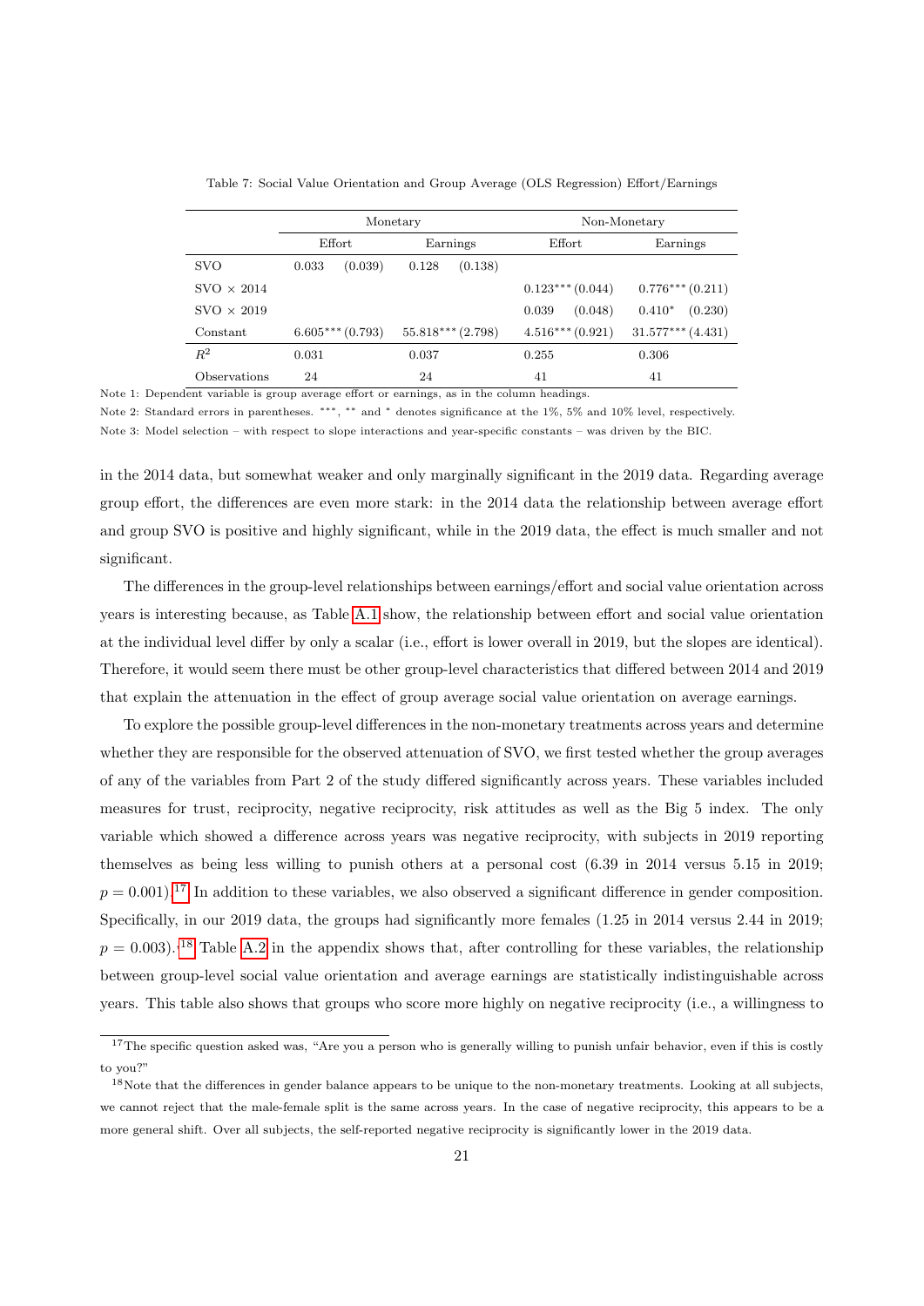Table 7: Social Value Orientation and Group Average (OLS Regression) Effort/Earnings

| | Monetary | | Non-Monetary | |
|---|---|---|---|---|
| | Effort | Earnings | Effort | Earnings |
| SVO | 0.033 (0.039) | 0.128 (0.138) | | |
| SVO × 2014 | | | 0.123*** (0.044) | 0.776*** (0.211) |
| SVO × 2019 | | | 0.039 (0.048) | 0.410* (0.230) |
| Constant | 6.605*** (0.793) | 55.818*** (2.798) | 4.516*** (0.921) | 31.577*** (4.431) |
| $R^2$ | 0.031 | 0.037 | 0.255 | 0.306 |
| Observations | 24 | 24 | 41 | 41 |

Note 1: Dependent variable is group average effort or earnings, as in the column headings.

Note 2: Standard errors in parentheses. ***, ** and * denotes significance at the 1%, 5% and 10% level, respectively.

Note 3: Model selection – with respect to slope interactions and year-specific constants – was driven by the BIC.

in the 2014 data, but somewhat weaker and only marginally significant in the 2019 data. Regarding average group effort, the differences are even more stark: in the 2014 data the relationship between average effort and group SVO is positive and highly significant, while in the 2019 data, the effect is much smaller and not significant.

The differences in the group-level relationships between earnings/effort and social value orientation across years is interesting because, as Table A.1 show, the relationship between effort and social value orientation at the individual level differ by only a scalar (i.e., effort is lower overall in 2019, but the slopes are identical). Therefore, it would seem there must be other group-level characteristics that differed between 2014 and 2019 that explain the attenuation in the effect of group average social value orientation on average earnings.

To explore the possible group-level differences in the non-monetary treatments across years and determine whether they are responsible for the observed attenuation of SVO, we first tested whether the group averages of any of the variables from Part 2 of the study differed significantly across years. These variables included measures for trust, reciprocity, negative reciprocity, risk attitudes as well as the Big 5 index. The only variable which showed a difference across years was negative reciprocity, with subjects in 2019 reporting themselves as being less willing to punish others at a personal cost (6.39 in 2014 versus 5.15 in 2019; $p = 0.001$).[17] In addition to these variables, we also observed a significant difference in gender composition. Specifically, in our 2019 data, the groups had significantly more females (1.25 in 2014 versus 2.44 in 2019; $p = 0.003$).[18] Table A.2 in the appendix shows that, after controlling for these variables, the relationship between group-level social value orientation and average earnings are statistically indistinguishable across years. This table also shows that groups who score more highly on negative reciprocity (i.e., a willingness to

[17] The specific question asked was, "Are you a person who is generally willing to punish unfair behavior, even if this is costly to you?"

[18] Note that the differences in gender balance appears to be unique to the non-monetary treatments. Looking at all subjects, we cannot reject that the male-female split is the same across years. In the case of negative reciprocity, this appears to be a more general shift. Over all subjects, the self-reported negative reciprocity is significantly lower in the 2019 data.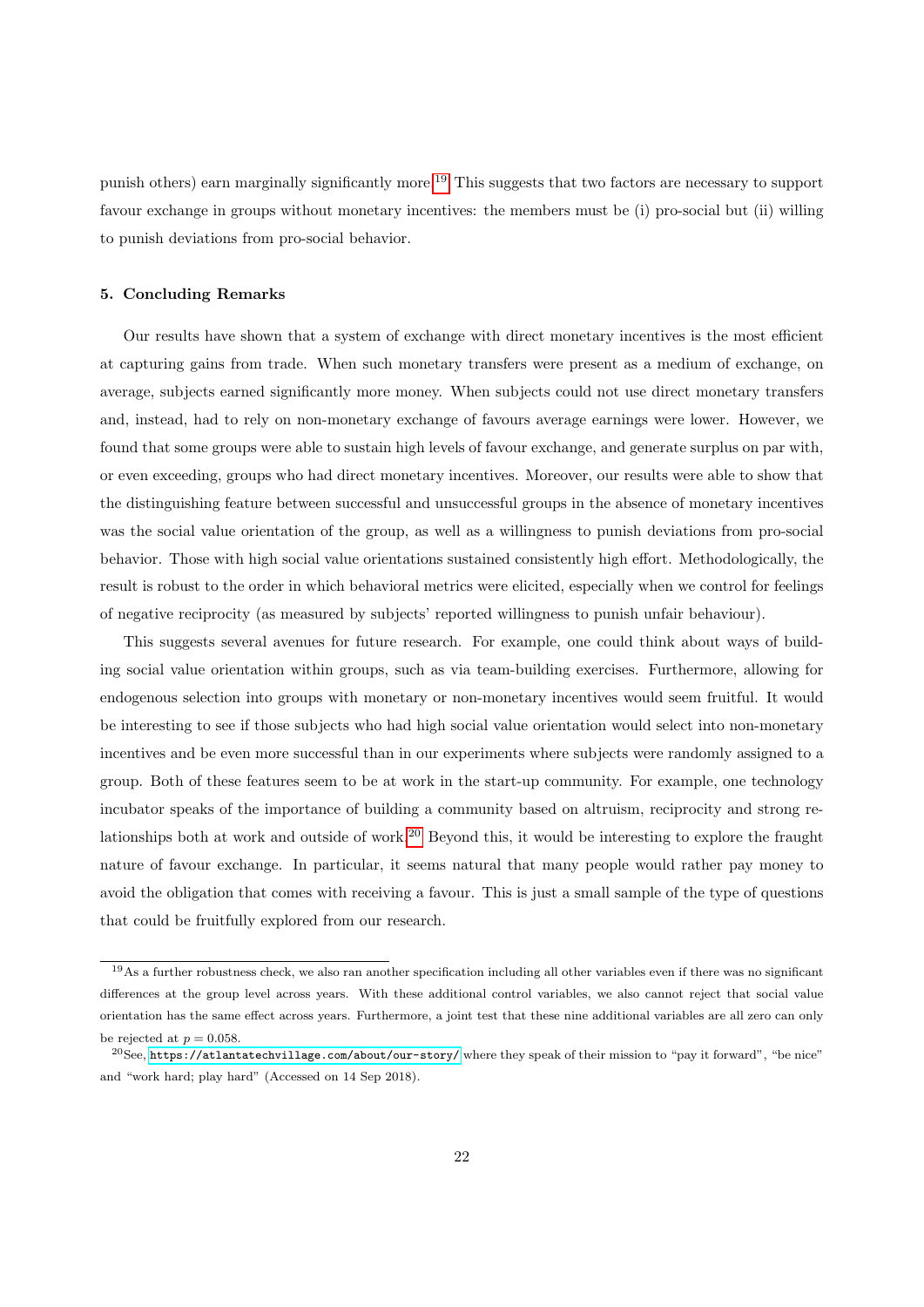punish others) earn marginally significantly more.[19] This suggests that two factors are necessary to support favour exchange in groups without monetary incentives: the members must be (i) pro-social but (ii) willing to punish deviations from pro-social behavior.

### 5. Concluding Remarks

Our results have shown that a system of exchange with direct monetary incentives is the most efficient at capturing gains from trade. When such monetary transfers were present as a medium of exchange, on average, subjects earned significantly more money. When subjects could not use direct monetary transfers and, instead, had to rely on non-monetary exchange of favours average earnings were lower. However, we found that some groups were able to sustain high levels of favour exchange, and generate surplus on par with, or even exceeding, groups who had direct monetary incentives. Moreover, our results were able to show that the distinguishing feature between successful and unsuccessful groups in the absence of monetary incentives was the social value orientation of the group, as well as a willingness to punish deviations from pro-social behavior. Those with high social value orientations sustained consistently high effort. Methodologically, the result is robust to the order in which behavioral metrics were elicited, especially when we control for feelings of negative reciprocity (as measured by subjects' reported willingness to punish unfair behaviour).

This suggests several avenues for future research. For example, one could think about ways of building social value orientation within groups, such as via team-building exercises. Furthermore, allowing for endogenous selection into groups with monetary or non-monetary incentives would seem fruitful. It would be interesting to see if those subjects who had high social value orientation would select into non-monetary incentives and be even more successful than in our experiments where subjects were randomly assigned to a group. Both of these features seem to be at work in the start-up community. For example, one technology incubator speaks of the importance of building a community based on altruism, reciprocity and strong relationships both at work and outside of work.[20] Beyond this, it would be interesting to explore the fraught nature of favour exchange. In particular, it seems natural that many people would rather pay money to avoid the obligation that comes with receiving a favour. This is just a small sample of the type of questions that could be fruitfully explored from our research.

---

[19] As a further robustness check, we also ran another specification including all other variables even if there was no significant differences at the group level across years. With these additional control variables, we also cannot reject that social value orientation has the same effect across years. Furthermore, a joint test that these nine additional variables are all zero can only be rejected at $p = 0.058$.

[20] See, https://atlantatechvillage.com/about/our-story/ where they speak of their mission to "pay it forward", "be nice" and "work hard; play hard" (Accessed on 14 Sep 2018).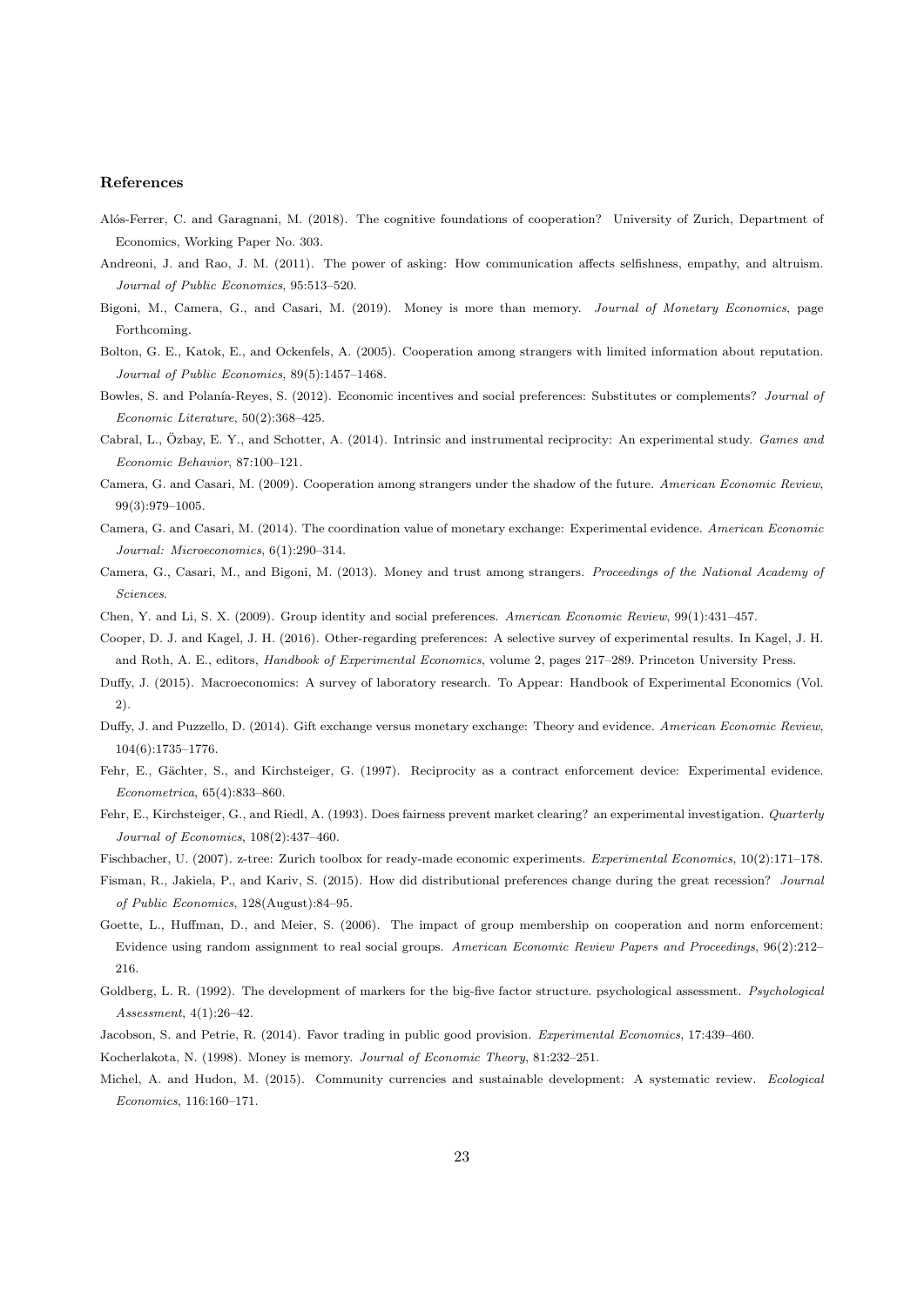## References

Alós-Ferrer, C. and Garagnani, M. (2018). The cognitive foundations of cooperation? University of Zurich, Department of Economics, Working Paper No. 303.

Andreoni, J. and Rao, J. M. (2011). The power of asking: How communication affects selfishness, empathy, and altruism. *Journal of Public Economics*, 95:513–520.

Bigoni, M., Camera, G., and Casari, M. (2019). Money is more than memory. *Journal of Monetary Economics*, page Forthcoming.

Bolton, G. E., Katok, E., and Ockenfels, A. (2005). Cooperation among strangers with limited information about reputation. *Journal of Public Economics*, 89(5):1457–1468.

Bowles, S. and Polanía-Reyes, S. (2012). Economic incentives and social preferences: Substitutes or complements? *Journal of Economic Literature*, 50(2):368–425.

Cabral, L., Özbay, E. Y., and Schotter, A. (2014). Intrinsic and instrumental reciprocity: An experimental study. *Games and Economic Behavior*, 87:100–121.

Camera, G. and Casari, M. (2009). Cooperation among strangers under the shadow of the future. *American Economic Review*, 99(3):979–1005.

Camera, G. and Casari, M. (2014). The coordination value of monetary exchange: Experimental evidence. *American Economic Journal: Microeconomics*, 6(1):290–314.

Camera, G., Casari, M., and Bigoni, M. (2013). Money and trust among strangers. *Proceedings of the National Academy of Sciences*.

Chen, Y. and Li, S. X. (2009). Group identity and social preferences. *American Economic Review*, 99(1):431–457.

Cooper, D. J. and Kagel, J. H. (2016). Other-regarding preferences: A selective survey of experimental results. In Kagel, J. H. and Roth, A. E., editors, *Handbook of Experimental Economics*, volume 2, pages 217–289. Princeton University Press.

Duffy, J. (2015). Macroeconomics: A survey of laboratory research. To Appear: Handbook of Experimental Economics (Vol. 2).

Duffy, J. and Puzzello, D. (2014). Gift exchange versus monetary exchange: Theory and evidence. *American Economic Review*, 104(6):1735–1776.

Fehr, E., Gächter, S., and Kirchsteiger, G. (1997). Reciprocity as a contract enforcement device: Experimental evidence. *Econometrica*, 65(4):833–860.

Fehr, E., Kirchsteiger, G., and Riedl, A. (1993). Does fairness prevent market clearing? an experimental investigation. *Quarterly Journal of Economics*, 108(2):437–460.

Fischbacher, U. (2007). z-tree: Zurich toolbox for ready-made economic experiments. *Experimental Economics*, 10(2):171–178.

Fisman, R., Jakiela, P., and Kariv, S. (2015). How did distributional preferences change during the great recession? *Journal of Public Economics*, 128(August):84–95.

Goette, L., Huffman, D., and Meier, S. (2006). The impact of group membership on cooperation and norm enforcement: Evidence using random assignment to real social groups. *American Economic Review Papers and Proceedings*, 96(2):212–216.

Goldberg, L. R. (1992). The development of markers for the big-five factor structure. psychological assessment. *Psychological Assessment*, 4(1):26–42.

Jacobson, S. and Petrie, R. (2014). Favor trading in public good provision. *Experimental Economics*, 17:439–460.

Kocherlakota, N. (1998). Money is memory. *Journal of Economic Theory*, 81:232–251.

Michel, A. and Hudon, M. (2015). Community currencies and sustainable development: A systematic review. *Ecological Economics*, 116:160–171.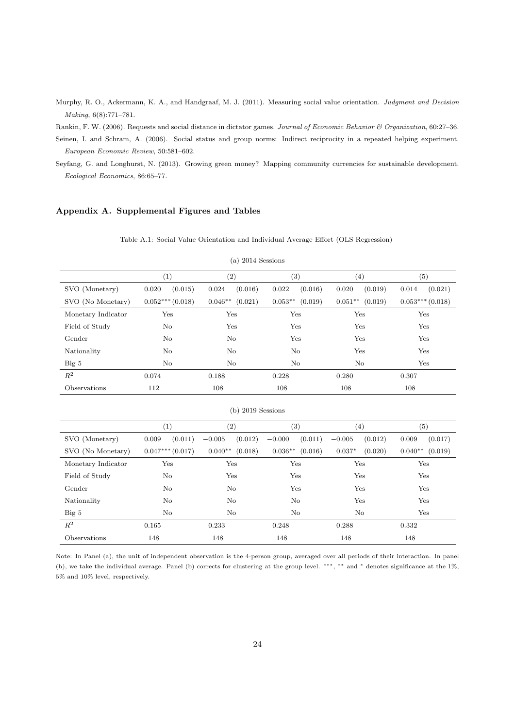Murphy, R. O., Ackermann, K. A., and Handgraaf, M. J. (2011). Measuring social value orientation. *Judgment and Decision Making*, 6(8):771–781.

Rankin, F. W. (2006). Requests and social distance in dictator games. *Journal of Economic Behavior & Organization*, 60:27–36.

Seinen, I. and Schram, A. (2006). Social status and group norms: Indirect reciprocity in a repeated helping experiment. *European Economic Review*, 50:581–602.

Seyfang, G. and Longhurst, N. (2013). Growing green money? Mapping community currencies for sustainable development. *Ecological Economics*, 86:65–77.

## Appendix A. Supplemental Figures and Tables

Table A.1: Social Value Orientation and Individual Average Effort (OLS Regression)

(a) 2014 Sessions

| | (1) | | (2) | | (3) | | (4) | | (5) | |
|---|---|---|---|---|---|---|---|---|---|---|
| SVO (Monetary) | 0.020 | (0.015) | 0.024 | (0.016) | 0.022 | (0.016) | 0.020 | (0.019) | 0.014 | (0.021) |
| SVO (No Monetary) | $0.052^{***}$ | (0.018) | $0.046^{**}$ | (0.021) | $0.053^{**}$ | (0.019) | $0.051^{**}$ | (0.019) | $0.053^{***}$ | (0.018) |
| Monetary Indicator | Yes | | Yes | | Yes | | Yes | | Yes | |
| Field of Study | No | | Yes | | Yes | | Yes | | Yes | |
| Gender | No | | No | | Yes | | Yes | | Yes | |
| Nationality | No | | No | | No | | Yes | | Yes | |
| Big 5 | No | | No | | No | | No | | Yes | |
| $R^2$ | 0.074 | | 0.188 | | 0.228 | | 0.280 | | 0.307 | |
| Observations | 112 | | 108 | | 108 | | 108 | | 108 | |

(b) 2019 Sessions

| | (1) | | (2) | | (3) | | (4) | | (5) | |
|---|---|---|---|---|---|---|---|---|---|---|
| SVO (Monetary) | 0.009 | (0.011) | $-0.005$ | (0.012) | $-0.000$ | (0.011) | $-0.005$ | (0.012) | 0.009 | (0.017) |
| SVO (No Monetary) | $0.047^{***}$ | (0.017) | $0.040^{**}$ | (0.018) | $0.036^{**}$ | (0.016) | $0.037^{*}$ | (0.020) | $0.040^{**}$ | (0.019) |
| Monetary Indicator | Yes | | Yes | | Yes | | Yes | | Yes | |
| Field of Study | No | | Yes | | Yes | | Yes | | Yes | |
| Gender | No | | No | | Yes | | Yes | | Yes | |
| Nationality | No | | No | | No | | Yes | | Yes | |
| Big 5 | No | | No | | No | | No | | Yes | |
| $R^2$ | 0.165 | | 0.233 | | 0.248 | | 0.288 | | 0.332 | |
| Observations | 148 | | 148 | | 148 | | 148 | | 148 | |

Note: In Panel (a), the unit of independent observation is the 4-person group, averaged over all periods of their interaction. In panel (b), we take the individual average. Panel (b) corrects for clustering at the group level. $^{***}$, $^{**}$ and $^{*}$ denotes significance at the 1%, 5% and 10% level, respectively.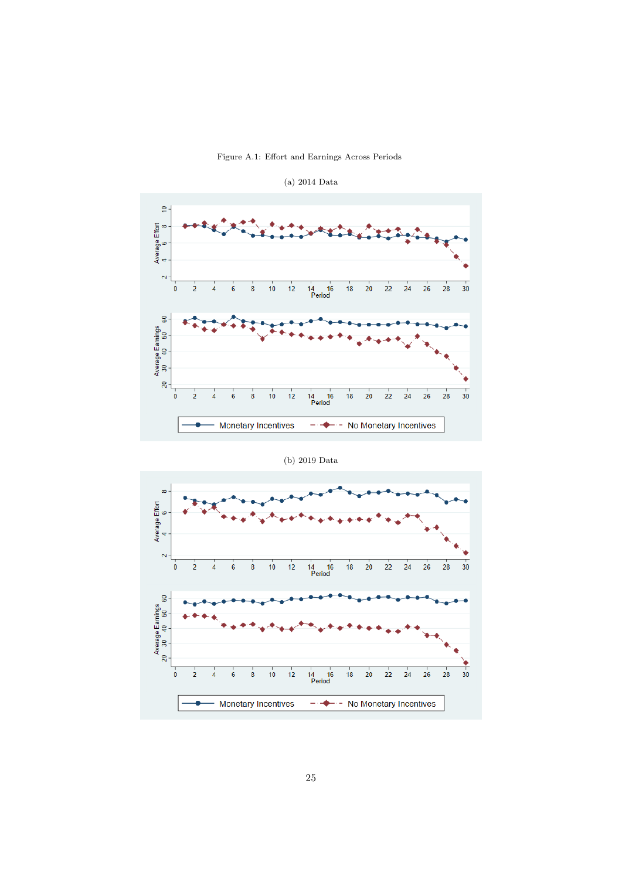Figure A.1: Effort and Earnings Across Periods

(a) 2014 Data

(b) 2019 Data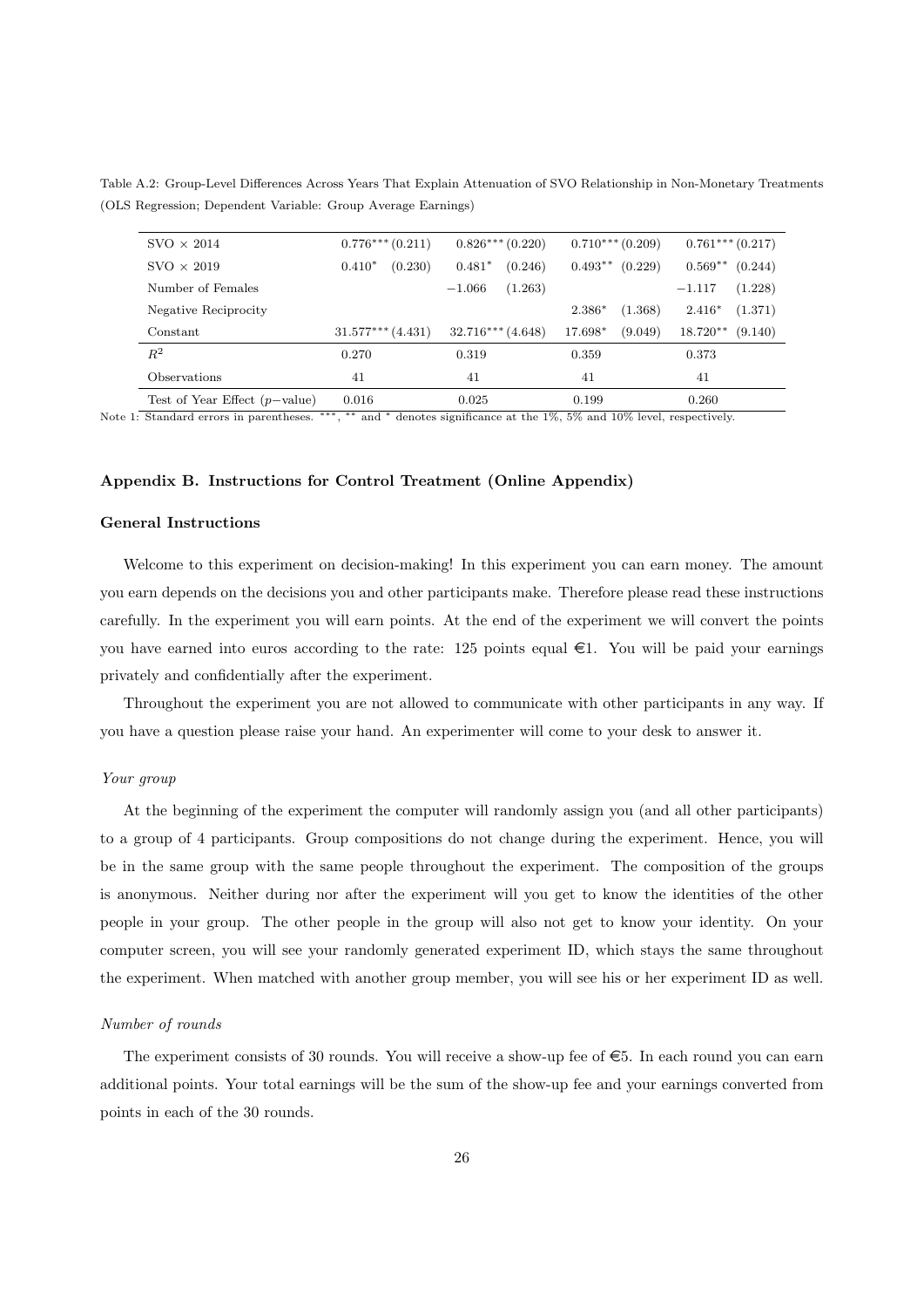Table A.2: Group-Level Differences Across Years That Explain Attenuation of SVO Relationship in Non-Monetary Treatments (OLS Regression; Dependent Variable: Group Average Earnings)

| | (1) | (2) | (3) | (4) |
|---|---|---|---|---|
| SVO × 2014 | 0.776*** (0.211) | 0.826*** (0.220) | 0.710*** (0.209) | 0.761*** (0.217) |
| SVO × 2019 | 0.410* (0.230) | 0.481* (0.246) | 0.493** (0.229) | 0.569** (0.244) |
| Number of Females | | −1.066 (1.263) | | −1.117 (1.228) |
| Negative Reciprocity | | | 2.386* (1.368) | 2.416* (1.371) |
| Constant | 31.577*** (4.431) | 32.716*** (4.648) | 17.698* (9.049) | 18.720** (9.140) |
| $R^2$ | 0.270 | 0.319 | 0.359 | 0.373 |
| Observations | 41 | 41 | 41 | 41 |
| Test of Year Effect ($p-$value) | 0.016 | 0.025 | 0.199 | 0.260 |

Note 1: Standard errors in parentheses. ***, ** and * denotes significance at the 1%, 5% and 10% level, respectively.

## Appendix B. Instructions for Control Treatment (Online Appendix)

### General Instructions

Welcome to this experiment on decision-making! In this experiment you can earn money. The amount you earn depends on the decisions you and other participants make. Therefore please read these instructions carefully. In the experiment you will earn points. At the end of the experiment we will convert the points you have earned into euros according to the rate: 125 points equal €1. You will be paid your earnings privately and confidentially after the experiment.

Throughout the experiment you are not allowed to communicate with other participants in any way. If you have a question please raise your hand. An experimenter will come to your desk to answer it.

*Your group*

At the beginning of the experiment the computer will randomly assign you (and all other participants) to a group of 4 participants. Group compositions do not change during the experiment. Hence, you will be in the same group with the same people throughout the experiment. The composition of the groups is anonymous. Neither during nor after the experiment will you get to know the identities of the other people in your group. The other people in the group will also not get to know your identity. On your computer screen, you will see your randomly generated experiment ID, which stays the same throughout the experiment. When matched with another group member, you will see his or her experiment ID as well.

*Number of rounds*

The experiment consists of 30 rounds. You will receive a show-up fee of €5. In each round you can earn additional points. Your total earnings will be the sum of the show-up fee and your earnings converted from points in each of the 30 rounds.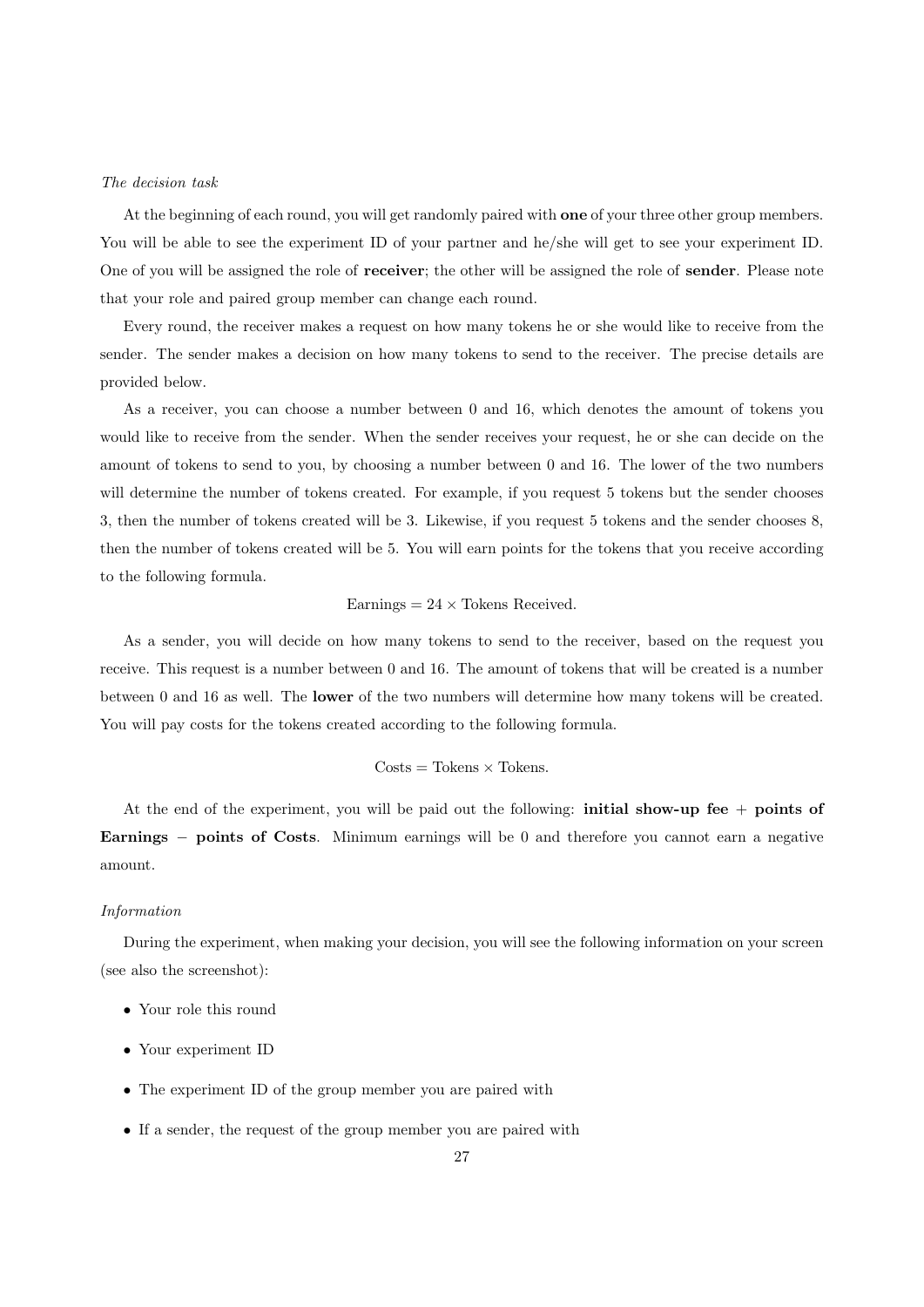*The decision task*

At the beginning of each round, you will get randomly paired with **one** of your three other group members. You will be able to see the experiment ID of your partner and he/she will get to see your experiment ID. One of you will be assigned the role of **receiver**; the other will be assigned the role of **sender**. Please note that your role and paired group member can change each round.

Every round, the receiver makes a request on how many tokens he or she would like to receive from the sender. The sender makes a decision on how many tokens to send to the receiver. The precise details are provided below.

As a receiver, you can choose a number between 0 and 16, which denotes the amount of tokens you would like to receive from the sender. When the sender receives your request, he or she can decide on the amount of tokens to send to you, by choosing a number between 0 and 16. The lower of the two numbers will determine the number of tokens created. For example, if you request 5 tokens but the sender chooses 3, then the number of tokens created will be 3. Likewise, if you request 5 tokens and the sender chooses 8, then the number of tokens created will be 5. You will earn points for the tokens that you receive according to the following formula.

$$\text{Earnings} = 24 \times \text{Tokens Received.}$$

As a sender, you will decide on how many tokens to send to the receiver, based on the request you receive. This request is a number between 0 and 16. The amount of tokens that will be created is a number between 0 and 16 as well. The **lower** of the two numbers will determine how many tokens will be created. You will pay costs for the tokens created according to the following formula.

$$\text{Costs} = \text{Tokens} \times \text{Tokens.}$$

At the end of the experiment, you will be paid out the following: **initial show-up fee + points of Earnings − points of Costs**. Minimum earnings will be 0 and therefore you cannot earn a negative amount.

*Information*

During the experiment, when making your decision, you will see the following information on your screen (see also the screenshot):

- Your role this round
- Your experiment ID
- The experiment ID of the group member you are paired with
- If a sender, the request of the group member you are paired with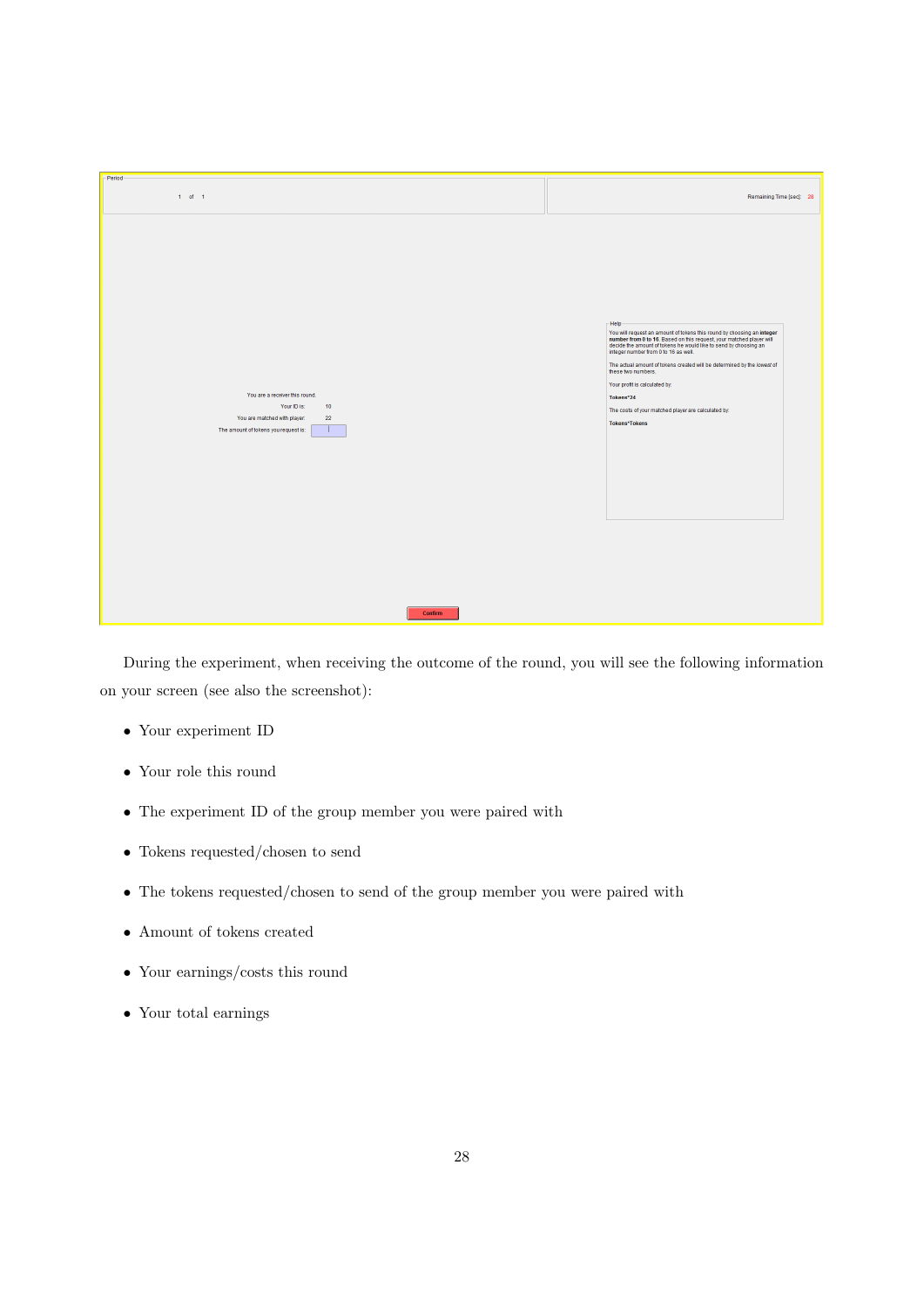Period

1 of 1

Remaining Time [sec]: 28

You are a receiver this round.

Your ID is: 10

You are matched with player: 22

The amount of tokens you request is:

Help

You will request an amount of tokens this round by choosing an **integer number from 0 to 16**. Based on this request, your matched player will decide the amount of tokens he would like to send by choosing an integer number from 0 to 16 as well.

The actual amount of tokens created will be determined by the lowest of these two numbers.

Your profit is calculated by:

**Tokens*24**

The costs of your matched player are calculated by:

**Tokens*Tokens**

Confirm

During the experiment, when receiving the outcome of the round, you will see the following information on your screen (see also the screenshot):

- Your experiment ID
- Your role this round
- The experiment ID of the group member you were paired with
- Tokens requested/chosen to send
- The tokens requested/chosen to send of the group member you were paired with
- Amount of tokens created
- Your earnings/costs this round
- Your total earnings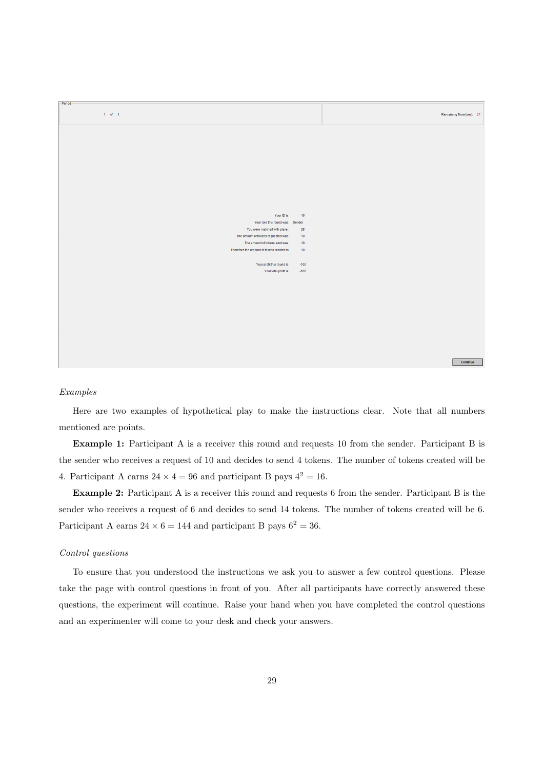Period

1 of 1

Remaining Time [sec]: 27

| | |
|---|---|
| Your ID is: | 16 |
| Your role this round was: | Sender |
| You were matched with player: | 28 |
| The amount of tokens requested was: | 10 |
| The amount of tokens sent was: | 10 |
| Therefore the amount of tokens created is: | 10 |
| Your profit this round is: | -100 |
| Your total profit is: | -100 |

Continue

*Examples*

Here are two examples of hypothetical play to make the instructions clear. Note that all numbers mentioned are points.

**Example 1:** Participant A is a receiver this round and requests 10 from the sender. Participant B is the sender who receives a request of 10 and decides to send 4 tokens. The number of tokens created will be 4. Participant A earns $24 \times 4 = 96$ and participant B pays $4^2 = 16$.

**Example 2:** Participant A is a receiver this round and requests 6 from the sender. Participant B is the sender who receives a request of 6 and decides to send 14 tokens. The number of tokens created will be 6. Participant A earns $24 \times 6 = 144$ and participant B pays $6^2 = 36$.

*Control questions*

To ensure that you understood the instructions we ask you to answer a few control questions. Please take the page with control questions in front of you. After all participants have correctly answered these questions, the experiment will continue. Raise your hand when you have completed the control questions and an experimenter will come to your desk and check your answers.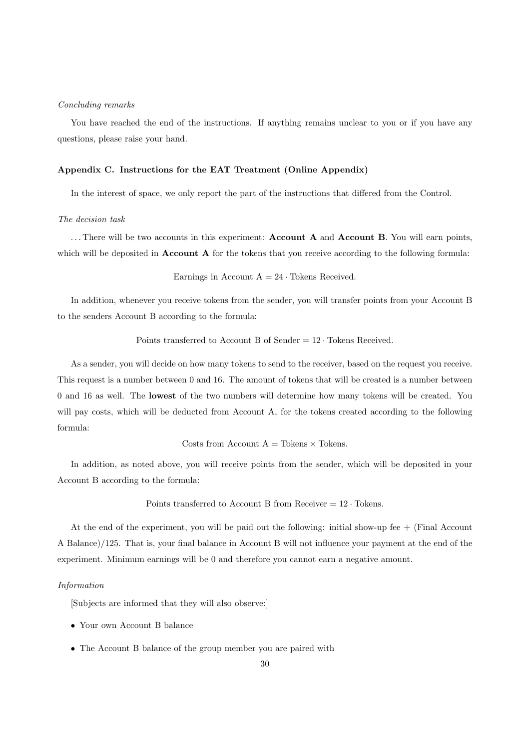*Concluding remarks*

You have reached the end of the instructions. If anything remains unclear to you or if you have any questions, please raise your hand.

**Appendix C. Instructions for the EAT Treatment (Online Appendix)**

In the interest of space, we only report the part of the instructions that differed from the Control.

*The decision task*

. . . There will be two accounts in this experiment: **Account A** and **Account B**. You will earn points, which will be deposited in **Account A** for the tokens that you receive according to the following formula:

$$\text{Earnings in Account A} = 24 \cdot \text{Tokens Received.}$$

In addition, whenever you receive tokens from the sender, you will transfer points from your Account B to the senders Account B according to the formula:

$$\text{Points transferred to Account B of Sender} = 12 \cdot \text{Tokens Received.}$$

As a sender, you will decide on how many tokens to send to the receiver, based on the request you receive. This request is a number between 0 and 16. The amount of tokens that will be created is a number between 0 and 16 as well. The **lowest** of the two numbers will determine how many tokens will be created. You will pay costs, which will be deducted from Account A, for the tokens created according to the following formula:

$$\text{Costs from Account A} = \text{Tokens} \times \text{Tokens.}$$

In addition, as noted above, you will receive points from the sender, which will be deposited in your Account B according to the formula:

$$\text{Points transferred to Account B from Receiver} = 12 \cdot \text{Tokens.}$$

At the end of the experiment, you will be paid out the following: initial show-up fee + (Final Account A Balance)/125. That is, your final balance in Account B will not influence your payment at the end of the experiment. Minimum earnings will be 0 and therefore you cannot earn a negative amount.

*Information*

[Subjects are informed that they will also observe:]

- Your own Account B balance
- The Account B balance of the group member you are paired with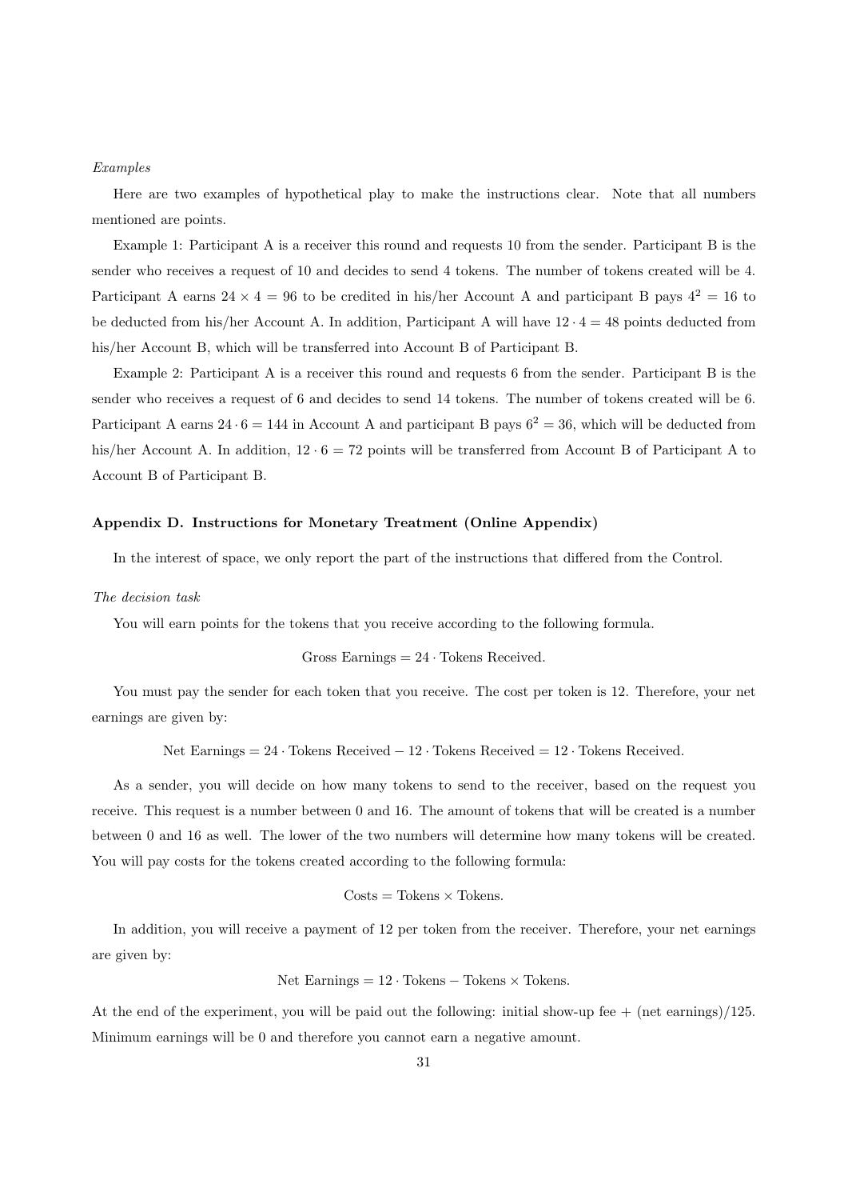*Examples*

Here are two examples of hypothetical play to make the instructions clear. Note that all numbers mentioned are points.

Example 1: Participant A is a receiver this round and requests 10 from the sender. Participant B is the sender who receives a request of 10 and decides to send 4 tokens. The number of tokens created will be 4. Participant A earns $24 \times 4 = 96$ to be credited in his/her Account A and participant B pays $4^2 = 16$ to be deducted from his/her Account A. In addition, Participant A will have $12 \cdot 4 = 48$ points deducted from his/her Account B, which will be transferred into Account B of Participant B.

Example 2: Participant A is a receiver this round and requests 6 from the sender. Participant B is the sender who receives a request of 6 and decides to send 14 tokens. The number of tokens created will be 6. Participant A earns $24 \cdot 6 = 144$ in Account A and participant B pays $6^2 = 36$, which will be deducted from his/her Account A. In addition, $12 \cdot 6 = 72$ points will be transferred from Account B of Participant A to Account B of Participant B.

**Appendix D. Instructions for Monetary Treatment (Online Appendix)**

In the interest of space, we only report the part of the instructions that differed from the Control.

*The decision task*

You will earn points for the tokens that you receive according to the following formula.

$$\text{Gross Earnings} = 24 \cdot \text{Tokens Received}.$$

You must pay the sender for each token that you receive. The cost per token is 12. Therefore, your net earnings are given by:

$$\text{Net Earnings} = 24 \cdot \text{Tokens Received} - 12 \cdot \text{Tokens Received} = 12 \cdot \text{Tokens Received}.$$

As a sender, you will decide on how many tokens to send to the receiver, based on the request you receive. This request is a number between 0 and 16. The amount of tokens that will be created is a number between 0 and 16 as well. The lower of the two numbers will determine how many tokens will be created. You will pay costs for the tokens created according to the following formula:

$$\text{Costs} = \text{Tokens} \times \text{Tokens}.$$

In addition, you will receive a payment of 12 per token from the receiver. Therefore, your net earnings are given by:

$$\text{Net Earnings} = 12 \cdot \text{Tokens} - \text{Tokens} \times \text{Tokens}.$$

At the end of the experiment, you will be paid out the following: initial show-up fee + (net earnings)/125. Minimum earnings will be 0 and therefore you cannot earn a negative amount.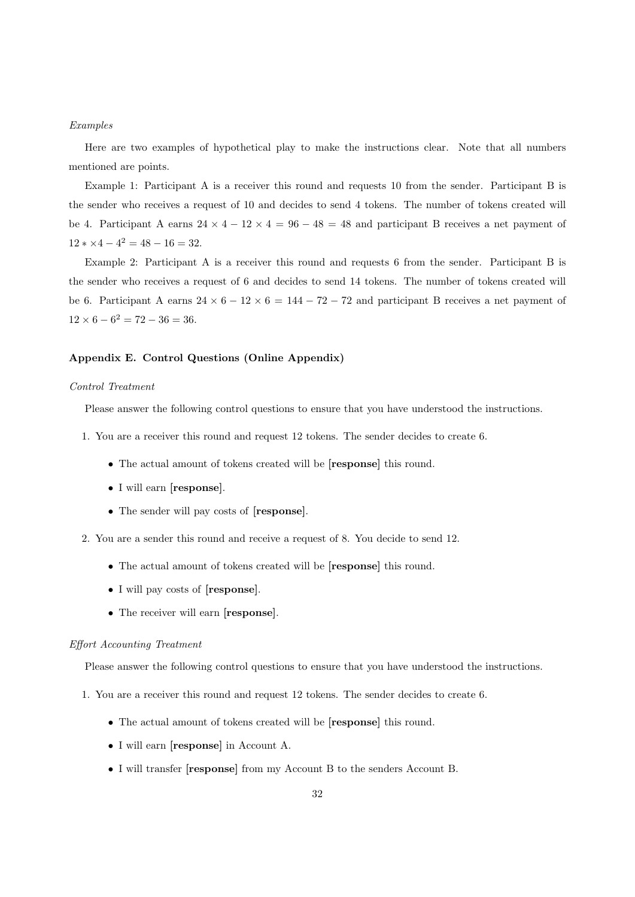*Examples*

Here are two examples of hypothetical play to make the instructions clear. Note that all numbers mentioned are points.

Example 1: Participant A is a receiver this round and requests 10 from the sender. Participant B is the sender who receives a request of 10 and decides to send 4 tokens. The number of tokens created will be 4. Participant A earns $24 \times 4 - 12 \times 4 = 96 - 48 = 48$ and participant B receives a net payment of $12 * \times 4 - 4^2 = 48 - 16 = 32$.

Example 2: Participant A is a receiver this round and requests 6 from the sender. Participant B is the sender who receives a request of 6 and decides to send 14 tokens. The number of tokens created will be 6. Participant A earns $24 \times 6 - 12 \times 6 = 144 - 72 - 72$ and participant B receives a net payment of $12 \times 6 - 6^2 = 72 - 36 = 36$.

### Appendix E. Control Questions (Online Appendix)

*Control Treatment*

Please answer the following control questions to ensure that you have understood the instructions.

1. You are a receiver this round and request 12 tokens. The sender decides to create 6.
   - The actual amount of tokens created will be [**response**] this round.
   - I will earn [**response**].
   - The sender will pay costs of [**response**].
2. You are a sender this round and receive a request of 8. You decide to send 12.
   - The actual amount of tokens created will be [**response**] this round.
   - I will pay costs of [**response**].
   - The receiver will earn [**response**].

*Effort Accounting Treatment*

Please answer the following control questions to ensure that you have understood the instructions.

1. You are a receiver this round and request 12 tokens. The sender decides to create 6.
   - The actual amount of tokens created will be [**response**] this round.
   - I will earn [**response**] in Account A.
   - I will transfer [**response**] from my Account B to the senders Account B.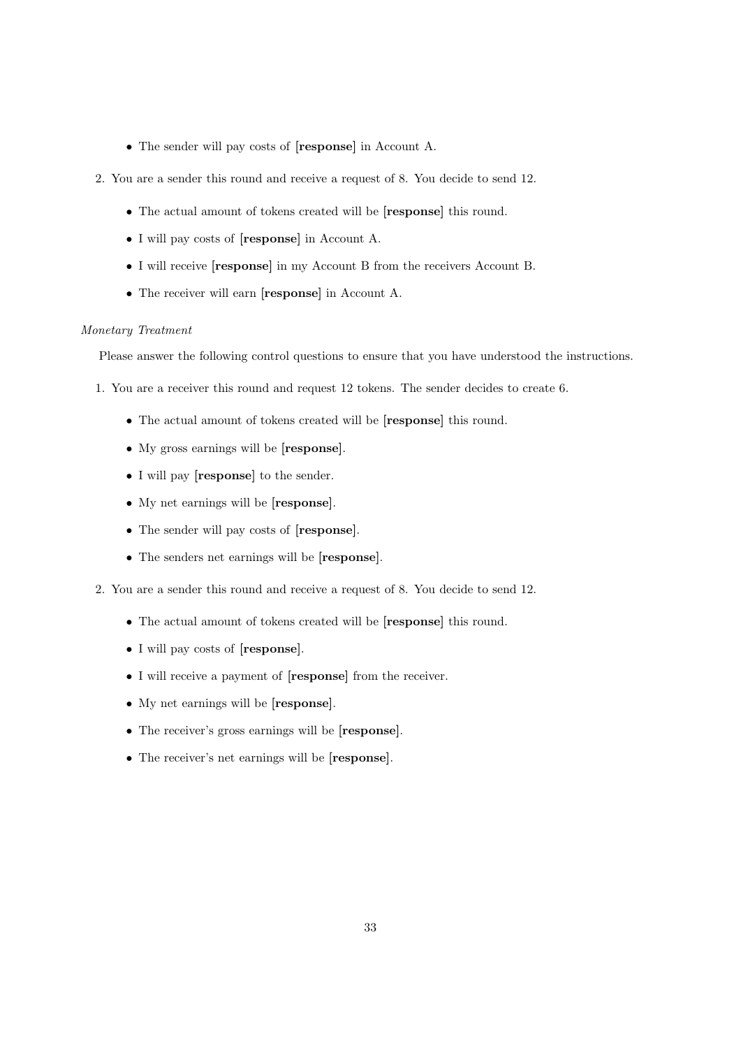- The sender will pay costs of [**response**] in Account A.

2. You are a sender this round and receive a request of 8. You decide to send 12.

   - The actual amount of tokens created will be [**response**] this round.
   - I will pay costs of [**response**] in Account A.
   - I will receive [**response**] in my Account B from the receivers Account B.
   - The receiver will earn [**response**] in Account A.

*Monetary Treatment*

Please answer the following control questions to ensure that you have understood the instructions.

1. You are a receiver this round and request 12 tokens. The sender decides to create 6.

   - The actual amount of tokens created will be [**response**] this round.
   - My gross earnings will be [**response**].
   - I will pay [**response**] to the sender.
   - My net earnings will be [**response**].
   - The sender will pay costs of [**response**].
   - The senders net earnings will be [**response**].

2. You are a sender this round and receive a request of 8. You decide to send 12.

   - The actual amount of tokens created will be [**response**] this round.
   - I will pay costs of [**response**].
   - I will receive a payment of [**response**] from the receiver.
   - My net earnings will be [**response**].
   - The receiver's gross earnings will be [**response**].
   - The receiver's net earnings will be [**response**].